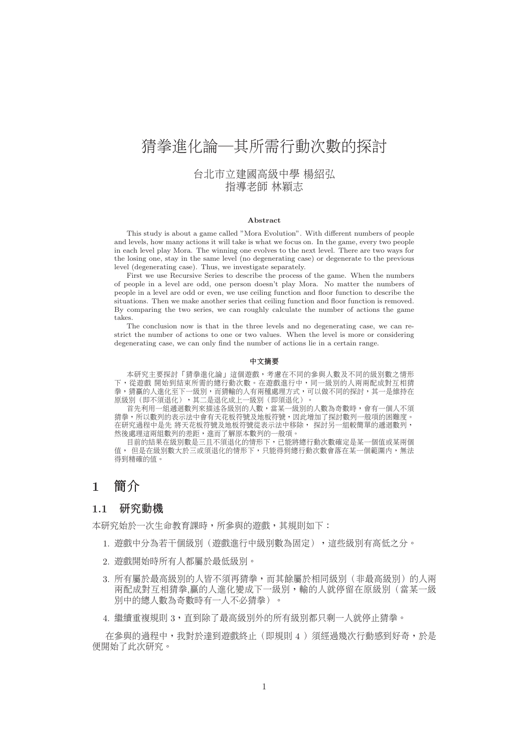# 猜拳進化論—其所需行動次數的探討

台北市立建國高級中學 楊紹弘
指導老師 林穎志

**Abstract**

This study is about a game called "Mora Evolution". With different numbers of people and levels, how many actions it will take is what we focus on. In the game, every two people in each level play Mora. The winning one evolves to the next level. There are two ways for the losing one, stay in the same level (no degenerating case) or degenerate to the previous level (degenerating case). Thus, we investigate separately.

First we use Recursive Series to describe the process of the game. When the numbers of people in a level are odd, one person doesn't play Mora. No matter the numbers of people in a level are odd or even, we use ceiling function and floor function to describe the situations. Then we make another series that ceiling function and floor function is removed. By comparing the two series, we can roughly calculate the number of actions the game takes.

The conclusion now is that in the three levels and no degenerating case, we can restrict the number of actions to one or two values. When the level is more or considering degenerating case, we can only find the number of actions lie in a certain range.

**中文摘要**

本研究主要探討「猜拳進化論」這個遊戲，考慮在不同的參與人數及不同的級別數之情形下，從遊戲 開始到結束所需的總行動次數。在遊戲進行中，同一級別的人兩兩配成對互相猜拳，猜贏的人進化至下一級別，而猜輸的人有兩種處理方式，可以做不同的探討，其一是維持在原級別（即不須退化），其二是退化成上一級別（即須退化）。

首先利用一組遞迴數列來描述各級別的人數，當某一級別的人數為奇數時，會有一個人不須猜拳，所以數列的表示法中會有天花板符號及地板符號，因此增加了探討數列一般項的困難度。在研究過程中是先 將天花板符號及地板符號從表示法中移除， 探討另一組較簡單的遞迴數列，然後處理這兩組數列的差距，進而了解原本數列的一般項。

目前的結果在級別數是三且不須退化的情形下，已能將總行動次數確定是某一個值或某兩個值， 但是在級別數大於三或須退化的情形下，只能得到總行動次數會落在某一個範圍內，無法得到精確的值。

## 1 簡介

### 1.1 研究動機

本研究始於一次生命教育課時，所參與的遊戲，其規則如下：

1. 遊戲中分為若干個級別（遊戲進行中級別數為固定），這些級別有高低之分。
2. 遊戲開始時所有人都屬於最低級別。
3. 所有屬於最高級別的人皆不須再猜拳，而其餘屬於相同級別（非最高級別）的人兩兩配成對互相猜拳,贏的人進化變成下一級別，輸的人就停留在原級別（當某一級別中的總人數為奇數時有一人不必猜拳）。
4. 繼續重複規則 3，直到除了最高級別外的所有級別都只剩一人就停止猜拳。

在參與的過程中，我對於達到遊戲終止（即規則 4 ）須經過幾次行動感到好奇，於是便開始了此次研究。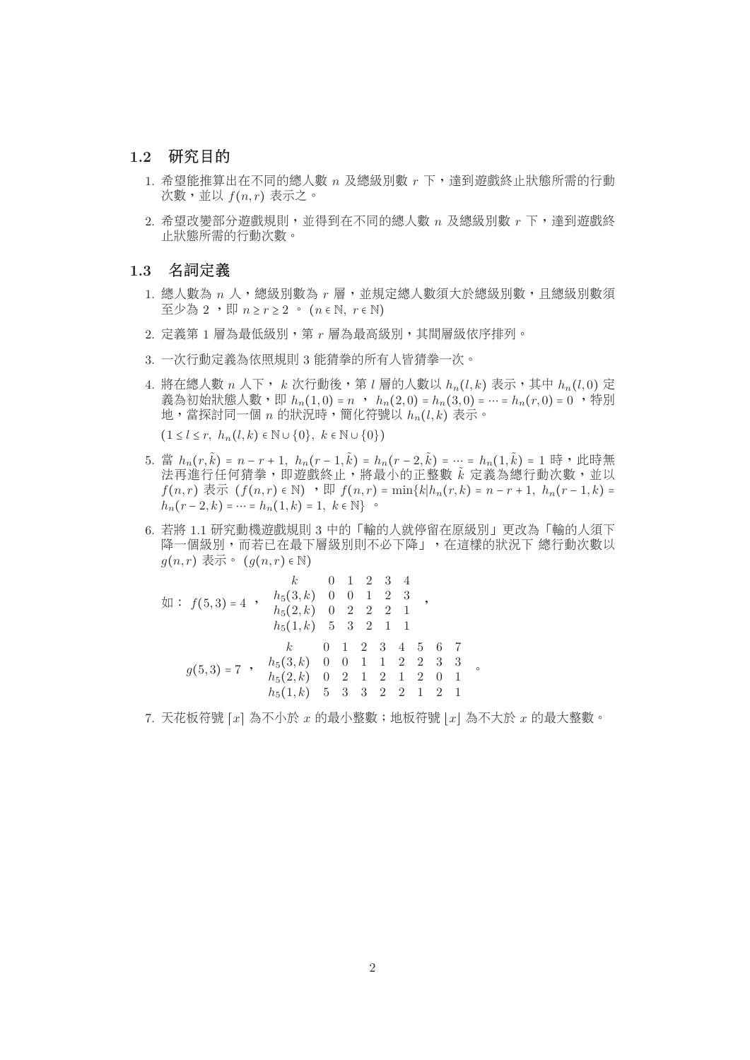### 1.2 研究目的

1. 希望能推算出在不同的總人數 $n$ 及總級別數 $r$ 下，達到遊戲終止狀態所需的行動次數，並以 $f(n,r)$ 表示之。
2. 希望改變部分遊戲規則，並得到在不同的總人數 $n$ 及總級別數 $r$ 下，達到遊戲終止狀態所需的行動次數。

### 1.3 名詞定義

1. 總人數為 $n$ 人，總級別數為 $r$ 層，並規定總人數須大於總級別數，且總級別數須至少為 2 ，即 $n \geq r \geq 2$ 。 $(n \in \mathbb{N},\ r \in \mathbb{N})$
2. 定義第 1 層為最低級別，第 $r$ 層為最高級別，其間層級依序排列。
3. 一次行動定義為依照規則 3 能猜拳的所有人皆猜拳一次。
4. 將在總人數 $n$ 人下， $k$ 次行動後，第 $l$ 層的人數以 $h_n(l,k)$ 表示，其中 $h_n(l,0)$ 定義為初始狀態人數，即 $h_n(1,0)=n$ ， $h_n(2,0)=h_n(3,0)=\cdots=h_n(r,0)=0$ ，特別地，當探討同一個 $n$ 的狀況時，簡化符號以 $h_n(l,k)$ 表示。

   $(1 \leq l \leq r,\ h_n(l,k) \in \mathbb{N}\cup\{0\},\ k \in \mathbb{N}\cup\{0\})$
5. 當 $h_n(r,\tilde{k})=n-r+1,\ h_n(r-1,\tilde{k})=h_n(r-2,\tilde{k})=\cdots=h_n(1,\tilde{k})=1$ 時，此時無法再進行任何猜拳，即遊戲終止，將最小的正整數 $\tilde{k}$ 定義為總行動次數，並以 $f(n,r)$ 表示 $(f(n,r)\in\mathbb{N})$ ，即 $f(n,r)=\min\{k \mid h_n(r,k)=n-r+1,\ h_n(r-1,k)=h_n(r-2,k)=\cdots=h_n(1,k)=1,\ k\in\mathbb{N}\}$ 。
6. 若將 1.1 研究動機遊戲規則 3 中的「輸的人就停留在原級別」更改為「輸的人須下降一個級別，而若已在最下層級別則不必下降」，在這樣的狀況下 總行動次數以 $g(n,r)$ 表示。 $(g(n,r)\in\mathbb{N})$

   如： $f(5,3)=4$ ，

   | $k$ | 0 | 1 | 2 | 3 | 4 |
   |---|---|---|---|---|---|
   | $h_5(3,k)$ | 0 | 0 | 1 | 2 | 3 |
   | $h_5(2,k)$ | 0 | 2 | 2 | 2 | 1 |
   | $h_5(1,k)$ | 5 | 3 | 2 | 1 | 1 |

   $g(5,3)=7$ ，

   | $k$ | 0 | 1 | 2 | 3 | 4 | 5 | 6 | 7 |
   |---|---|---|---|---|---|---|---|---|
   | $h_5(3,k)$ | 0 | 0 | 1 | 1 | 2 | 2 | 3 | 3 |
   | $h_5(2,k)$ | 0 | 2 | 1 | 2 | 1 | 2 | 0 | 1 |
   | $h_5(1,k)$ | 5 | 3 | 3 | 2 | 2 | 1 | 2 | 1 |

7. 天花板符號 $\lceil x \rceil$ 為不小於 $x$ 的最小整數；地板符號 $\lfloor x \rfloor$ 為不大於 $x$ 的最大整數。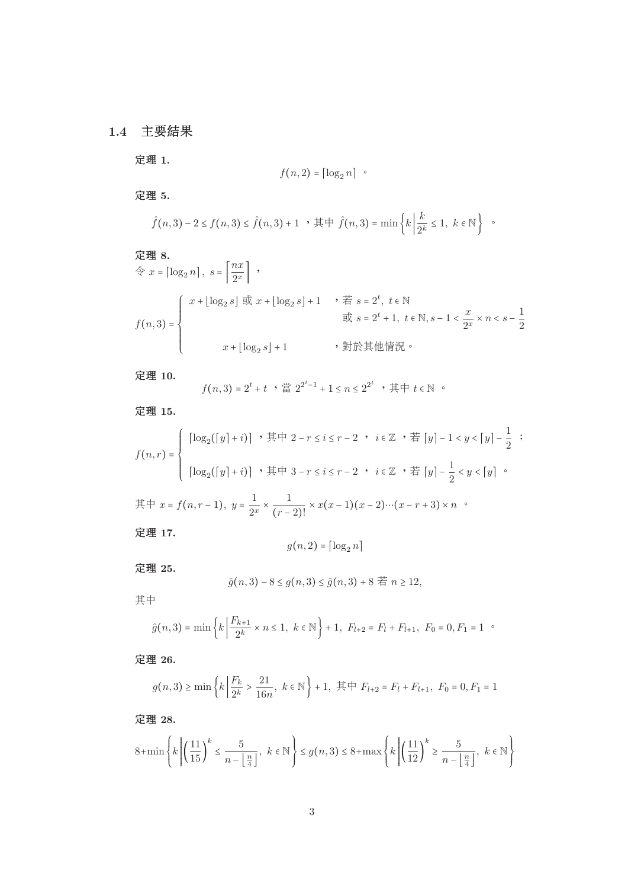## 1.4 主要結果

**定理 1.**

$$f(n,2) = \lceil \log_2 n \rceil \text{ 。}$$

**定理 5.**

$$\hat{f}(n,3) - 2 \le f(n,3) \le \hat{f}(n,3) + 1 \text{ ，其中 } \hat{f}(n,3) = \min\left\{k \,\middle|\, \frac{k}{2^k} \le 1,\ k \in \mathbb{N}\right\} \text{ 。}$$

**定理 8.**

令 $x = \lceil \log_2 n \rceil,\ s = \left\lceil \frac{nx}{2^x} \right\rceil$ ，

$$f(n,3) = \begin{cases} x + \lfloor \log_2 s \rfloor \text{ 或 } x + \lfloor \log_2 s \rfloor + 1 & \text{，若 } s = 2^t,\ t \in \mathbb{N} \\ & \quad \text{或 } s = 2^t + 1,\ t \in \mathbb{N}, s - 1 < \frac{x}{2^x} \times n < s - \frac{1}{2} \\ x + \lfloor \log_2 s \rfloor + 1 & \text{，對於其他情況。} \end{cases}$$

**定理 10.**

$$f(n,3) = 2^t + t \text{ ，當 } 2^{2^t - 1} + 1 \le n \le 2^{2^t} \text{ ，其中 } t \in \mathbb{N} \text{ 。}$$

**定理 15.**

$$f(n,r) = \begin{cases} \lceil \log_2(\lceil y \rceil + i) \rceil \text{ ，其中 } 2 - r \le i \le r - 2 \text{ ， } i \in \mathbb{Z} \text{ ，若 } \lceil y \rceil - 1 < y < \lceil y \rceil - \frac{1}{2} \text{ ；} \\ \lceil \log_2(\lceil y \rceil + i) \rceil \text{ ，其中 } 3 - r \le i \le r - 2 \text{ ， } i \in \mathbb{Z} \text{ ，若 } \lceil y \rceil - \frac{1}{2} < y < \lceil y \rceil \text{ 。} \end{cases}$$

其中 $x = f(n, r-1),\ y = \frac{1}{2^x} \times \frac{1}{(r-2)!} \times x(x-1)(x-2)\cdots(x-r+3) \times n$ 。

**定理 17.**

$$g(n,2) = \lceil \log_2 n \rceil$$

**定理 25.**

$$\hat{g}(n,3) - 8 \le g(n,3) \le \hat{g}(n,3) + 8 \text{ 若 } n \ge 12,$$

其中

$$\hat{g}(n,3) = \min\left\{k \,\middle|\, \frac{F_{k+1}}{2^k} \times n \le 1,\ k \in \mathbb{N}\right\} + 1,\ F_{l+2} = F_l + F_{l+1},\ F_0 = 0, F_1 = 1 \text{ 。}$$

**定理 26.**

$$g(n,3) \ge \min\left\{k \,\middle|\, \frac{F_k}{2^k} > \frac{21}{16n},\ k \in \mathbb{N}\right\} + 1, \text{ 其中 } F_{l+2} = F_l + F_{l+1},\ F_0 = 0, F_1 = 1$$

**定理 28.**

$$8 + \min\left\{k \,\middle|\, \left(\frac{11}{15}\right)^k \le \frac{5}{n - \lfloor \frac{n}{4} \rfloor},\ k \in \mathbb{N}\right\} \le g(n,3) \le 8 + \max\left\{k \,\middle|\, \left(\frac{11}{12}\right)^k \ge \frac{5}{n - \lfloor \frac{n}{4} \rfloor},\ k \in \mathbb{N}\right\}$$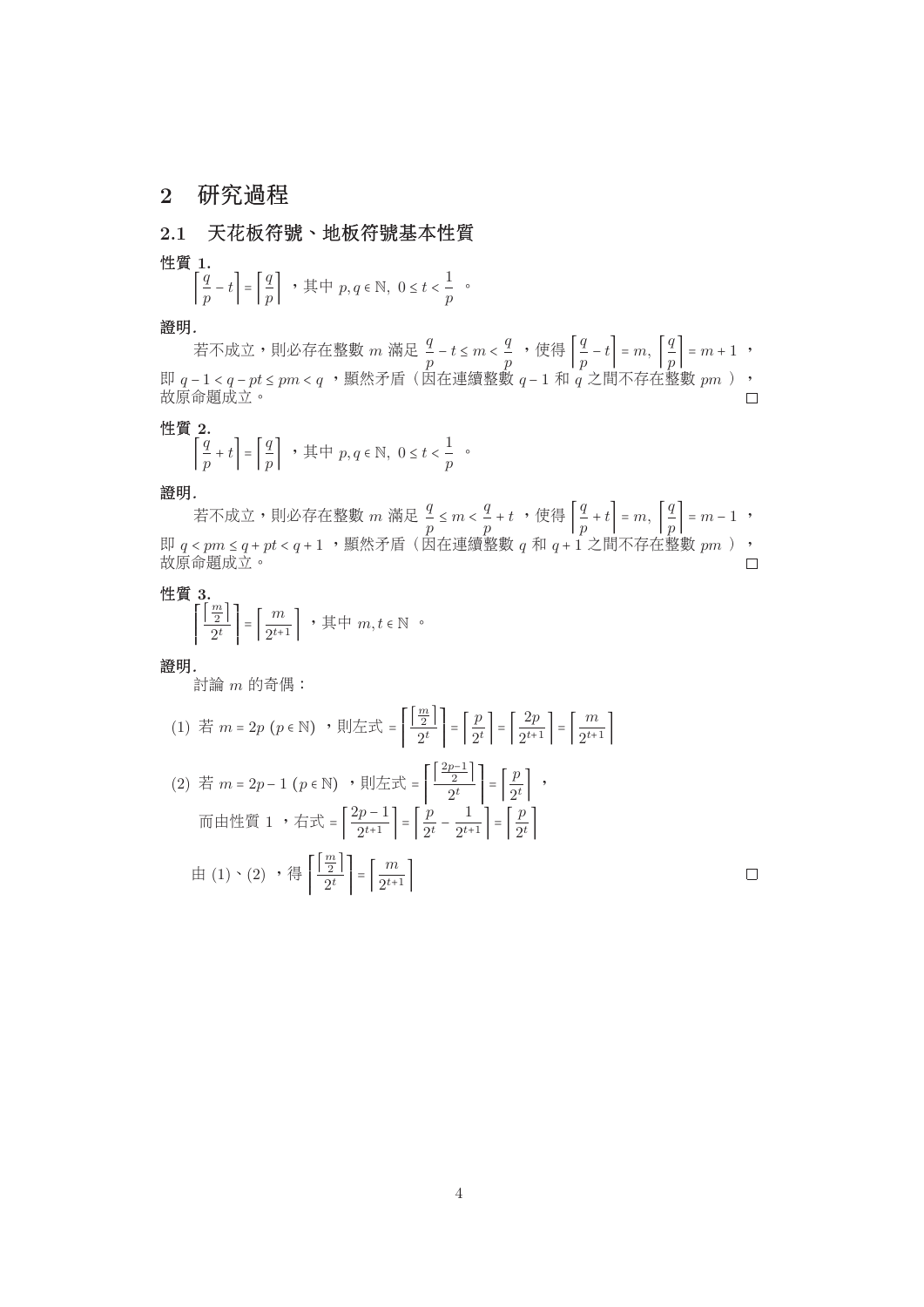# 2 研究過程

## 2.1 天花板符號、地板符號基本性質

**性質 1.**

$\left\lceil \frac{q}{p} - t \right\rceil = \left\lceil \frac{q}{p} \right\rceil$ ，其中 $p, q \in \mathbb{N},\ 0 \le t < \frac{1}{p}$ 。

**證明.**

若不成立，則必存在整數 $m$ 滿足 $\frac{q}{p} - t \le m < \frac{q}{p}$ ，使得 $\left\lceil \frac{q}{p} - t \right\rceil = m,\ \left\lceil \frac{q}{p} \right\rceil = m + 1$ ，即 $q - 1 < q - pt \le pm < q$ ，顯然矛盾（因在連續整數 $q-1$ 和 $q$ 之間不存在整數 $pm$ ），故原命題成立。 □

**性質 2.**

$\left\lceil \frac{q}{p} + t \right\rceil = \left\lceil \frac{q}{p} \right\rceil$ ，其中 $p, q \in \mathbb{N},\ 0 \le t < \frac{1}{p}$ 。

**證明.**

若不成立，則必存在整數 $m$ 滿足 $\frac{q}{p} \le m < \frac{q}{p} + t$ ，使得 $\left\lceil \frac{q}{p} + t \right\rceil = m,\ \left\lceil \frac{q}{p} \right\rceil = m - 1$ ，即 $q < pm \le q + pt < q + 1$ ，顯然矛盾（因在連續整數 $q$ 和 $q+1$ 之間不存在整數 $pm$ ），故原命題成立。 □

**性質 3.**

$\left\lceil \frac{\left\lceil \frac{m}{2} \right\rceil}{2^t} \right\rceil = \left\lceil \frac{m}{2^{t+1}} \right\rceil$ ，其中 $m, t \in \mathbb{N}$ 。

**證明.**

討論 $m$ 的奇偶：

(1) 若 $m = 2p\ (p \in \mathbb{N})$ ，則左式 $= \left\lceil \frac{\left\lceil \frac{m}{2} \right\rceil}{2^t} \right\rceil = \left\lceil \frac{p}{2^t} \right\rceil = \left\lceil \frac{2p}{2^{t+1}} \right\rceil = \left\lceil \frac{m}{2^{t+1}} \right\rceil$

(2) 若 $m = 2p - 1\ (p \in \mathbb{N})$ ，則左式 $= \left\lceil \frac{\left\lceil \frac{2p-1}{2} \right\rceil}{2^t} \right\rceil = \left\lceil \frac{p}{2^t} \right\rceil$ ，

而由性質 1 ，右式 $= \left\lceil \frac{2p-1}{2^{t+1}} \right\rceil = \left\lceil \frac{p}{2^t} - \frac{1}{2^{t+1}} \right\rceil = \left\lceil \frac{p}{2^t} \right\rceil$

由 (1)、(2) ，得 $\left\lceil \frac{\left\lceil \frac{m}{2} \right\rceil}{2^t} \right\rceil = \left\lceil \frac{m}{2^{t+1}} \right\rceil$ □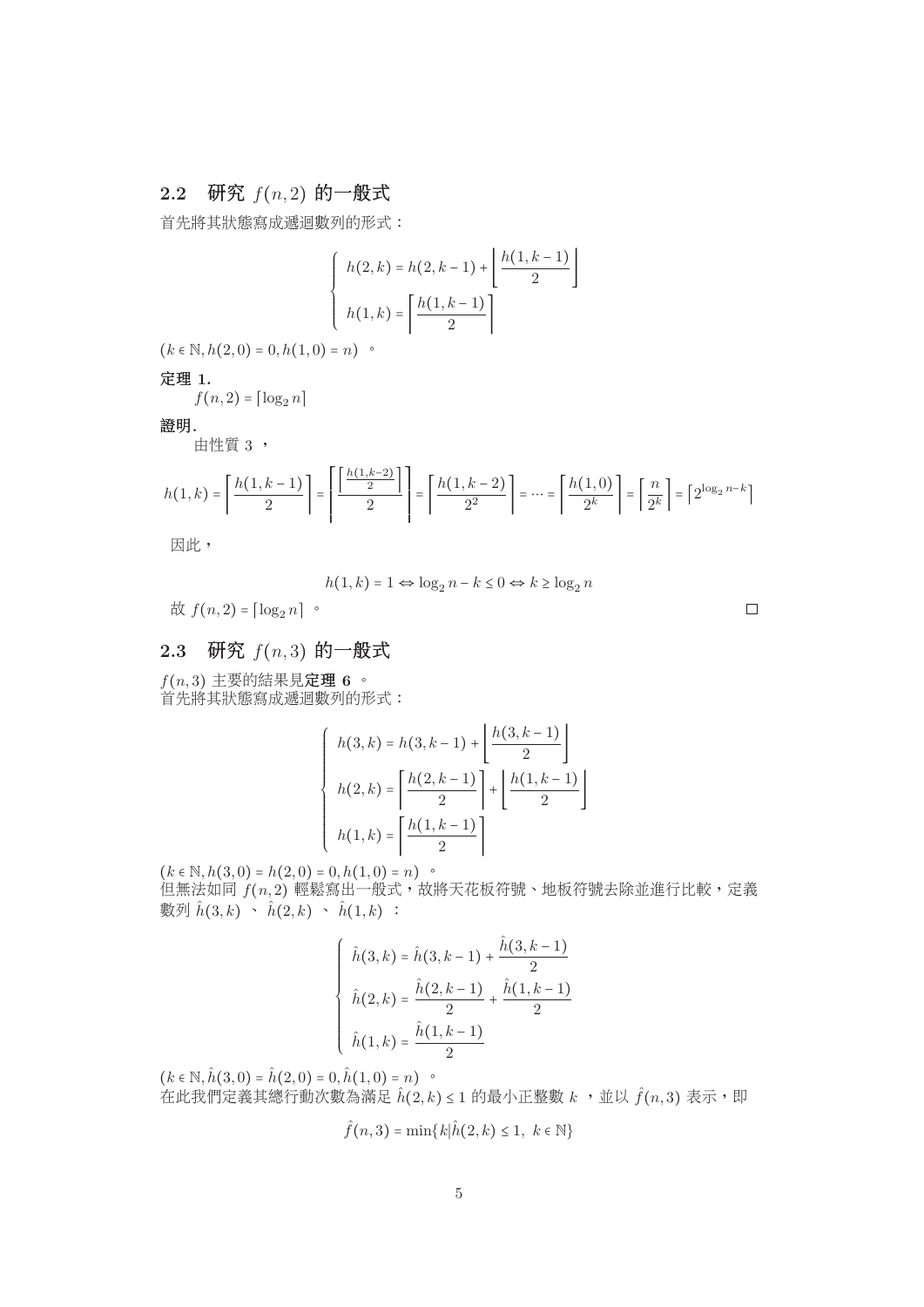## 2.2 研究 $f(n,2)$ 的一般式

首先將其狀態寫成遞迴數列的形式：

$$\begin{cases} h(2,k) = h(2,k-1) + \left\lfloor \dfrac{h(1,k-1)}{2} \right\rfloor \\ h(1,k) = \left\lceil \dfrac{h(1,k-1)}{2} \right\rceil \end{cases}$$

$(k \in \mathbb{N}, h(2,0) = 0, h(1,0) = n)$ 。

**定理 1.**

$f(n,2) = \lceil \log_2 n \rceil$

**證明.**

由性質 3 ，

$$h(1,k) = \left\lceil \frac{h(1,k-1)}{2} \right\rceil = \left\lceil \frac{\left\lceil \frac{h(1,k-2)}{2} \right\rceil}{2} \right\rceil = \left\lceil \frac{h(1,k-2)}{2^2} \right\rceil = \cdots = \left\lceil \frac{h(1,0)}{2^k} \right\rceil = \left\lceil \frac{n}{2^k} \right\rceil = \left\lceil 2^{\log_2 n - k} \right\rceil$$

因此，

$$h(1,k) = 1 \Leftrightarrow \log_2 n - k \le 0 \Leftrightarrow k \ge \log_2 n$$

故 $f(n,2) = \lceil \log_2 n \rceil$ 。 □

## 2.3 研究 $f(n,3)$ 的一般式

$f(n,3)$ 主要的結果見**定理 6** 。
首先將其狀態寫成遞迴數列的形式：

$$\begin{cases} h(3,k) = h(3,k-1) + \left\lfloor \dfrac{h(3,k-1)}{2} \right\rfloor \\ h(2,k) = \left\lceil \dfrac{h(2,k-1)}{2} \right\rceil + \left\lfloor \dfrac{h(1,k-1)}{2} \right\rfloor \\ h(1,k) = \left\lceil \dfrac{h(1,k-1)}{2} \right\rceil \end{cases}$$

$(k \in \mathbb{N}, h(3,0) = h(2,0) = 0, h(1,0) = n)$ 。
但無法如同 $f(n,2)$ 輕鬆寫出一般式，故將天花板符號、地板符號去除並進行比較，定義數列 $\hat{h}(3,k)$ 、 $\hat{h}(2,k)$ 、 $\hat{h}(1,k)$ ：

$$\begin{cases} \hat{h}(3,k) = \hat{h}(3,k-1) + \dfrac{\hat{h}(3,k-1)}{2} \\ \hat{h}(2,k) = \dfrac{\hat{h}(2,k-1)}{2} + \dfrac{\hat{h}(1,k-1)}{2} \\ \hat{h}(1,k) = \dfrac{\hat{h}(1,k-1)}{2} \end{cases}$$

$(k \in \mathbb{N}, \hat{h}(3,0) = \hat{h}(2,0) = 0, \hat{h}(1,0) = n)$ 。
在此我們定義其總行動次數為滿足 $\hat{h}(2,k) \le 1$ 的最小正整數 $k$ ，並以 $\hat{f}(n,3)$ 表示，即

$$\hat{f}(n,3) = \min\{k | \hat{h}(2,k) \le 1,\ k \in \mathbb{N}\}$$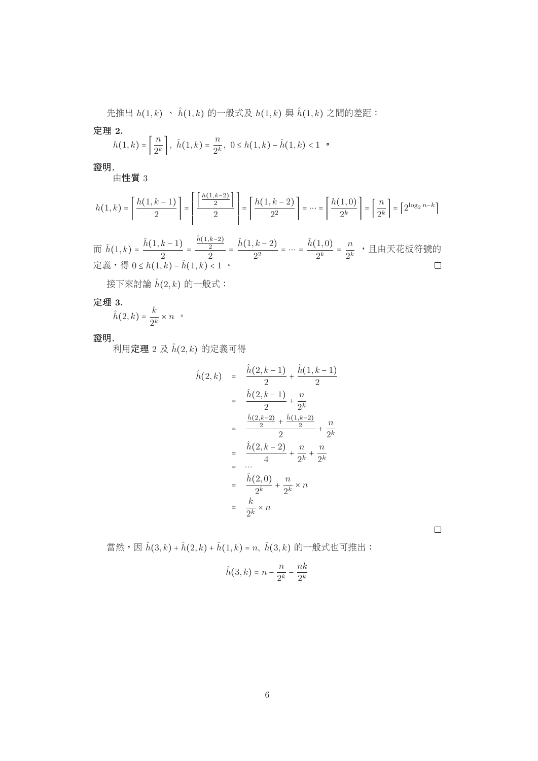先推出 $h(1,k)$ 、 $\hat{h}(1,k)$ 的一般式及 $h(1,k)$ 與 $\hat{h}(1,k)$ 之間的差距：

**定理 2.**

$h(1,k) = \left\lceil \frac{n}{2^k} \right\rceil,\ \hat{h}(1,k) = \frac{n}{2^k},\ 0 \le h(1,k) - \hat{h}(1,k) < 1$ 。

**證明.**

由**性質** 3

$$h(1,k) = \left\lceil \frac{h(1,k-1)}{2} \right\rceil = \left\lceil \frac{\left\lceil \frac{h(1,k-2)}{2} \right\rceil}{2} \right\rceil = \left\lceil \frac{h(1,k-2)}{2^2} \right\rceil = \cdots = \left\lceil \frac{h(1,0)}{2^k} \right\rceil = \left\lceil \frac{n}{2^k} \right\rceil = \left\lceil 2^{\log_2 n - k} \right\rceil$$

而 $\hat{h}(1,k) = \frac{\hat{h}(1,k-1)}{2} = \frac{\frac{\hat{h}(1,k-2)}{2}}{2} = \frac{\hat{h}(1,k-2)}{2^2} = \cdots = \frac{\hat{h}(1,0)}{2^k} = \frac{n}{2^k}$ ，且由天花板符號的定義，得 $0 \le h(1,k) - \hat{h}(1,k) < 1$ 。 □

接下來討論 $\hat{h}(2,k)$ 的一般式：

**定理 3.**

$\hat{h}(2,k) = \frac{k}{2^k} \times n$ 。

**證明.**

利用**定理** 2 及 $\hat{h}(2,k)$ 的定義可得

$$\begin{aligned}
\hat{h}(2,k) &= \frac{\hat{h}(2,k-1)}{2} + \frac{\hat{h}(1,k-1)}{2} \\
&= \frac{\hat{h}(2,k-1)}{2} + \frac{n}{2^k} \\
&= \frac{\frac{\hat{h}(2,k-2)}{2} + \frac{\hat{h}(1,k-2)}{2}}{2} + \frac{n}{2^k} \\
&= \frac{\hat{h}(2,k-2)}{4} + \frac{n}{2^k} + \frac{n}{2^k} \\
&= \cdots \\
&= \frac{\hat{h}(2,0)}{2^k} + \frac{n}{2^k} \times n \\
&= \frac{k}{2^k} \times n
\end{aligned}$$

□

當然，因 $\hat{h}(3,k) + \hat{h}(2,k) + \hat{h}(1,k) = n,\ \hat{h}(3,k)$ 的一般式也可推出：

$$\hat{h}(3,k) = n - \frac{n}{2^k} - \frac{nk}{2^k}$$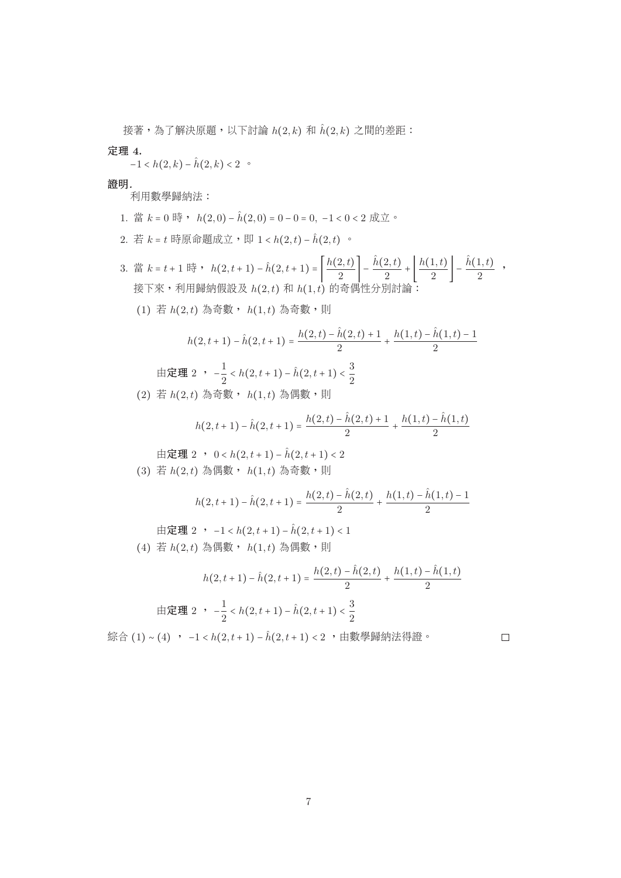接著，為了解決原題，以下討論 $h(2,k)$ 和 $\hat{h}(2,k)$ 之間的差距：

**定理 4.**
$-1 < h(2,k) - \hat{h}(2,k) < 2$ 。

**證明.**
利用數學歸納法：

1. 當 $k = 0$ 時， $h(2,0) - \hat{h}(2,0) = 0 - 0 = 0,\ -1 < 0 < 2$ 成立。
2. 若 $k = t$ 時原命題成立，即 $1 < h(2,t) - \hat{h}(2,t)$ 。
3. 當 $k = t+1$ 時， $h(2,t+1) - \hat{h}(2,t+1) = \left\lceil \frac{h(2,t)}{2} \right\rceil - \frac{\hat{h}(2,t)}{2} + \left\lfloor \frac{h(1,t)}{2} \right\rfloor - \frac{\hat{h}(1,t)}{2}$ ，
   接下來，利用歸納假設及 $h(2,t)$ 和 $h(1,t)$ 的奇偶性分別討論：

   (1) 若 $h(2,t)$ 為奇數， $h(1,t)$ 為奇數，則

   $$h(2,t+1) - \hat{h}(2,t+1) = \frac{h(2,t) - \hat{h}(2,t) + 1}{2} + \frac{h(1,t) - \hat{h}(1,t) - 1}{2}$$

   由**定理** 2 ， $-\frac{1}{2} < h(2,t+1) - \hat{h}(2,t+1) < \frac{3}{2}$

   (2) 若 $h(2,t)$ 為奇數， $h(1,t)$ 為偶數，則

   $$h(2,t+1) - \hat{h}(2,t+1) = \frac{h(2,t) - \hat{h}(2,t) + 1}{2} + \frac{h(1,t) - \hat{h}(1,t)}{2}$$

   由**定理** 2 ， $0 < h(2,t+1) - \hat{h}(2,t+1) < 2$

   (3) 若 $h(2,t)$ 為偶數， $h(1,t)$ 為奇數，則

   $$h(2,t+1) - \hat{h}(2,t+1) = \frac{h(2,t) - \hat{h}(2,t)}{2} + \frac{h(1,t) - \hat{h}(1,t) - 1}{2}$$

   由**定理** 2 ， $-1 < h(2,t+1) - \hat{h}(2,t+1) < 1$

   (4) 若 $h(2,t)$ 為偶數， $h(1,t)$ 為偶數，則

   $$h(2,t+1) - \hat{h}(2,t+1) = \frac{h(2,t) - \hat{h}(2,t)}{2} + \frac{h(1,t) - \hat{h}(1,t)}{2}$$

   由**定理** 2 ， $-\frac{1}{2} < h(2,t+1) - \hat{h}(2,t+1) < \frac{3}{2}$

綜合 (1) ~ (4) ， $-1 < h(2,t+1) - \hat{h}(2,t+1) < 2$ ，由數學歸納法得證。 □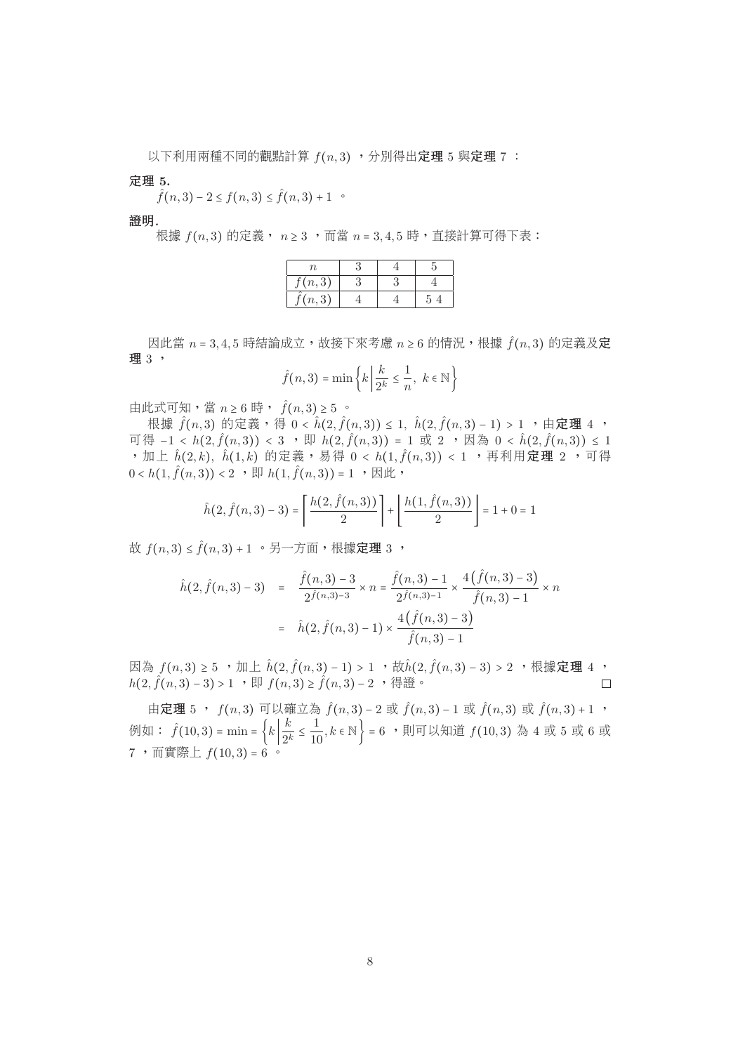以下利用兩種不同的觀點計算 $f(n,3)$ ，分別得出**定理** 5 與**定理** 7 ：

**定理 5.**

$\hat{f}(n,3)-2 \le f(n,3) \le \hat{f}(n,3)+1$ 。

**證明.**

根據 $f(n,3)$ 的定義， $n \ge 3$ ，而當 $n=3,4,5$ 時，直接計算可得下表：

| $n$ | 3 | 4 | 5 |
|---|---|---|---|
| $f(n,3)$ | 3 | 3 | 4 |
| $\hat{f}(n,3)$ | 4 | 4 | 5 4 |

因此當 $n=3,4,5$ 時結論成立，故接下來考慮 $n \ge 6$ 的情況，根據 $\hat{f}(n,3)$ 的定義及**定理** 3 ，

$$\hat{f}(n,3)=\min\left\{k \,\middle|\, \frac{k}{2^k} \le \frac{1}{n},\ k \in \mathbb{N}\right\}$$

由此式可知，當 $n \ge 6$ 時， $\hat{f}(n,3) \ge 5$ 。

根據 $\hat{f}(n,3)$ 的定義，得 $0<\hat{h}(2,\hat{f}(n,3)) \le 1,\ \hat{h}(2,\hat{f}(n,3)-1)>1$ ，由**定理** 4 ，可得 $-1<h(2,\hat{f}(n,3))<3$ ，即 $h(2,\hat{f}(n,3))=1$ 或 $2$ ，因為 $0<\hat{h}(2,\hat{f}(n,3)) \le 1$ ，加上 $\hat{h}(2,k),\ \hat{h}(1,k)$ 的定義，易得 $0<h(1,\hat{f}(n,3))<1$ ，再利用**定理** 2 ，可得 $0<h(1,\hat{f}(n,3))<2$ ，即 $h(1,\hat{f}(n,3))=1$ ，因此，

$$\hat{h}(2,\hat{f}(n,3)-3)=\left\lceil \frac{h(2,\hat{f}(n,3))}{2} \right\rceil+\left\lfloor \frac{h(1,\hat{f}(n,3))}{2} \right\rfloor=1+0=1$$

故 $f(n,3) \le \hat{f}(n,3)+1$ 。另一方面，根據**定理** 3 ，

$$\begin{aligned}
\hat{h}(2,\hat{f}(n,3)-3) &= \frac{\hat{f}(n,3)-3}{2^{\hat{f}(n,3)-3}} \times n = \frac{\hat{f}(n,3)-1}{2^{\hat{f}(n,3)-1}} \times \frac{4\left(\hat{f}(n,3)-3\right)}{\hat{f}(n,3)-1} \times n \\
&= \hat{h}(2,\hat{f}(n,3)-1) \times \frac{4\left(\hat{f}(n,3)-3\right)}{\hat{f}(n,3)-1}
\end{aligned}$$

因為 $f(n,3) \ge 5$ ，加上 $\hat{h}(2,\hat{f}(n,3)-1)>1$ ，故$\hat{h}(2,\hat{f}(n,3)-3)>2$ ，根據**定理** 4 ，$h(2,\hat{f}(n,3)-3)>1$ ，即 $f(n,3) \ge \hat{f}(n,3)-2$ ，得證。 □

由**定理** 5 ， $f(n,3)$ 可以確立為 $\hat{f}(n,3)-2$ 或 $\hat{f}(n,3)-1$ 或 $\hat{f}(n,3)$ 或 $\hat{f}(n,3)+1$ ，例如： $\hat{f}(10,3)=\min=\left\{k \,\middle|\, \frac{k}{2^k} \le \frac{1}{10}, k \in \mathbb{N}\right\}=6$ ，則可以知道 $f(10,3)$ 為 4 或 5 或 6 或 7 ，而實際上 $f(10,3)=6$ 。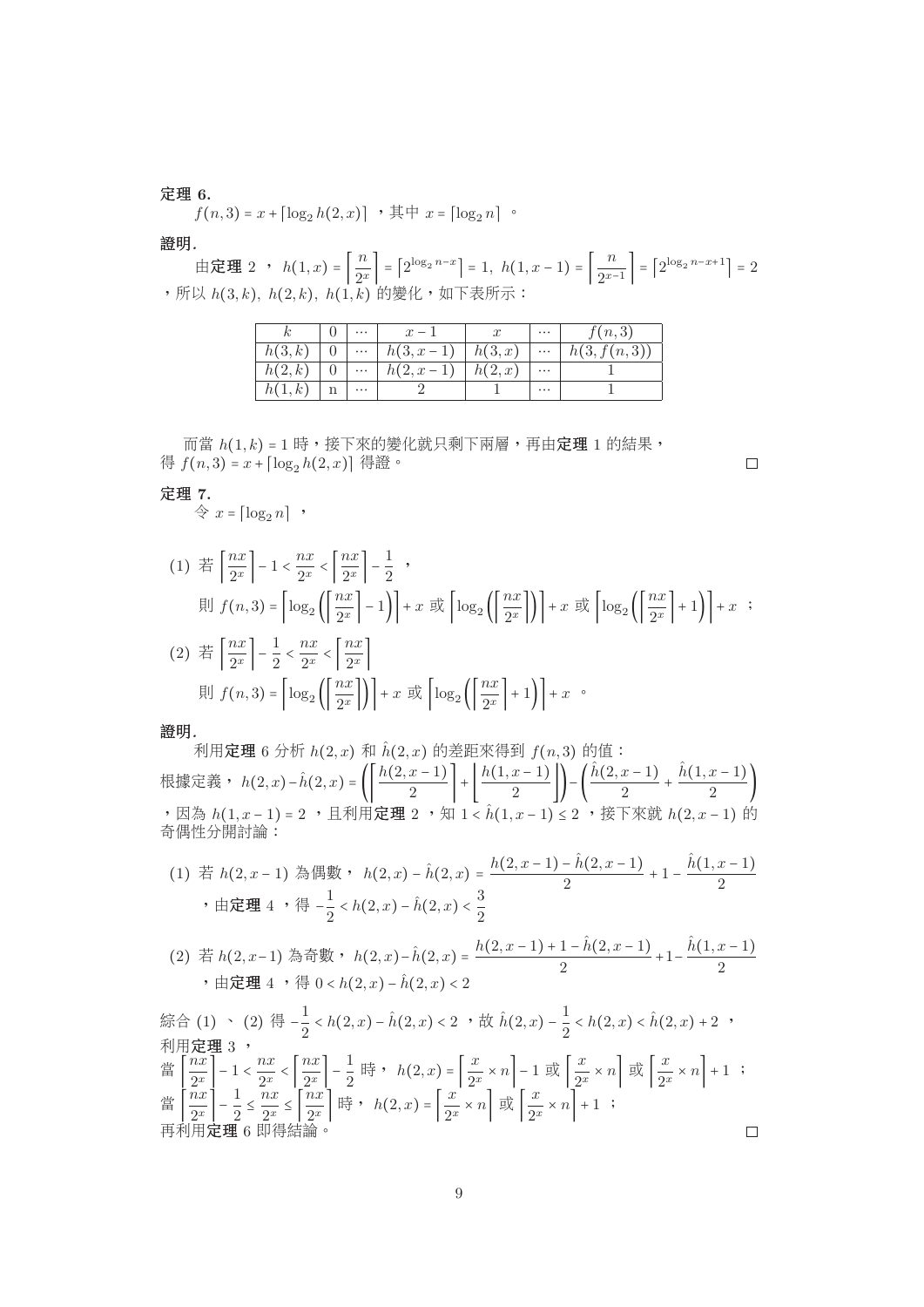**定理 6.**

$f(n,3) = x + \lceil \log_2 h(2,x) \rceil$ ，其中 $x = \lceil \log_2 n \rceil$ 。

**證明.**

由**定理** 2 ， $h(1,x) = \left\lceil \frac{n}{2^x} \right\rceil = \lceil 2^{\log_2 n - x} \rceil = 1,\ h(1,x-1) = \left\lceil \frac{n}{2^{x-1}} \right\rceil = \lceil 2^{\log_2 n - x + 1} \rceil = 2$ ，所以 $h(3,k),\ h(2,k),\ h(1,k)$ 的變化，如下表所示：

| $k$ | 0 | $\cdots$ | $x-1$ | $x$ | $\cdots$ | $f(n,3)$ |
|---|---|---|---|---|---|---|
| $h(3,k)$ | 0 | $\cdots$ | $h(3,x-1)$ | $h(3,x)$ | $\cdots$ | $h(3,f(n,3))$ |
| $h(2,k)$ | 0 | $\cdots$ | $h(2,x-1)$ | $h(2,x)$ | $\cdots$ | 1 |
| $h(1,k)$ | n | $\cdots$ | 2 | 1 | $\cdots$ | 1 |

而當 $h(1,k) = 1$ 時，接下來的變化就只剩下兩層，再由**定理** 1 的結果，得 $f(n,3) = x + \lceil \log_2 h(2,x) \rceil$ 得證。 □

**定理 7.**

令 $x = \lceil \log_2 n \rceil$ ，

(1) 若 $\left\lceil \frac{nx}{2^x} \right\rceil - 1 < \frac{nx}{2^x} < \left\lceil \frac{nx}{2^x} \right\rceil - \frac{1}{2}$ ，

則 $f(n,3) = \left\lceil \log_2 \left( \left\lceil \frac{nx}{2^x} \right\rceil - 1 \right) \right\rceil + x$ 或 $\left\lceil \log_2 \left( \left\lceil \frac{nx}{2^x} \right\rceil \right) \right\rceil + x$ 或 $\left\lceil \log_2 \left( \left\lceil \frac{nx}{2^x} \right\rceil + 1 \right) \right\rceil + x$ ；

(2) 若 $\left\lceil \frac{nx}{2^x} \right\rceil - \frac{1}{2} < \frac{nx}{2^x} < \left\lceil \frac{nx}{2^x} \right\rceil$

則 $f(n,3) = \left\lceil \log_2 \left( \left\lceil \frac{nx}{2^x} \right\rceil \right) \right\rceil + x$ 或 $\left\lceil \log_2 \left( \left\lceil \frac{nx}{2^x} \right\rceil + 1 \right) \right\rceil + x$ 。

**證明.**

利用**定理** 6 分析 $h(2,x)$ 和 $\hat{h}(2,x)$ 的差距來得到 $f(n,3)$ 的值：

根據定義， $h(2,x) - \hat{h}(2,x) = \left( \left\lceil \frac{h(2,x-1)}{2} \right\rceil + \left\lceil \frac{h(1,x-1)}{2} \right\rceil \right) - \left( \frac{\hat{h}(2,x-1)}{2} + \frac{\hat{h}(1,x-1)}{2} \right)$ ，因為 $h(1,x-1) = 2$ ，且利用**定理** 2 ，知 $1 < \hat{h}(1,x-1) \le 2$ ，接下來就 $h(2,x-1)$ 的奇偶性分開討論：

(1) 若 $h(2,x-1)$ 為偶數， $h(2,x) - \hat{h}(2,x) = \frac{h(2,x-1) - \hat{h}(2,x-1)}{2} + 1 - \frac{\hat{h}(1,x-1)}{2}$ ，由**定理** 4 ，得 $-\frac{1}{2} < h(2,x) - \hat{h}(2,x) < \frac{3}{2}$

(2) 若 $h(2,x-1)$ 為奇數， $h(2,x) - \hat{h}(2,x) = \frac{h(2,x-1) + 1 - \hat{h}(2,x-1)}{2} + 1 - \frac{\hat{h}(1,x-1)}{2}$ ，由**定理** 4 ，得 $0 < h(2,x) - \hat{h}(2,x) < 2$

綜合 (1) 、 (2) 得 $-\frac{1}{2} < h(2,x) - \hat{h}(2,x) < 2$ ，故 $\hat{h}(2,x) - \frac{1}{2} < h(2,x) < \hat{h}(2,x) + 2$ ，

利用**定理** 3 ，

當 $\left\lceil \frac{nx}{2^x} \right\rceil - 1 < \frac{nx}{2^x} < \left\lceil \frac{nx}{2^x} \right\rceil - \frac{1}{2}$ 時， $h(2,x) = \left\lceil \frac{x}{2^x} \times n \right\rceil - 1$ 或 $\left\lceil \frac{x}{2^x} \times n \right\rceil$ 或 $\left\lceil \frac{x}{2^x} \times n \right\rceil + 1$ ；

當 $\left\lceil \frac{nx}{2^x} \right\rceil - \frac{1}{2} \le \frac{nx}{2^x} \le \left\lceil \frac{nx}{2^x} \right\rceil$ 時， $h(2,x) = \left\lceil \frac{x}{2^x} \times n \right\rceil$ 或 $\left\lceil \frac{x}{2^x} \times n \right\rceil + 1$ ；

再利用**定理** 6 即得結論。 □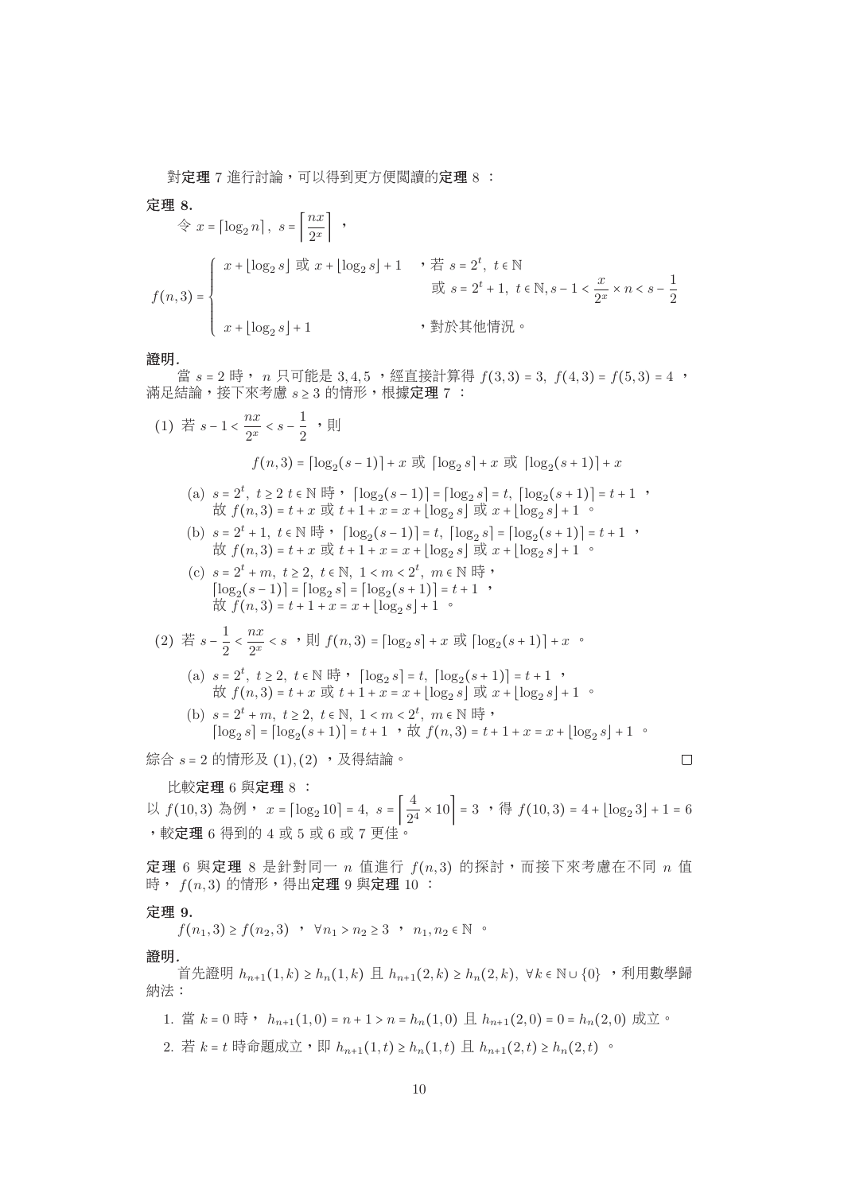對**定理** 7 進行討論，可以得到更方便閱讀的**定理** 8 ：

**定理 8.**

令 $x = \lceil \log_2 n \rceil,\ s = \left\lceil \frac{nx}{2^x} \right\rceil$ ，

$$
f(n,3) = \begin{cases} x + \lfloor \log_2 s \rfloor \text{ 或 } x + \lfloor \log_2 s \rfloor + 1 & \text{，若 } s = 2^t,\ t \in \mathbb{N} \\ & \text{ 或 } s = 2^t + 1,\ t \in \mathbb{N}, s - 1 < \frac{x}{2^x} \times n < s - \frac{1}{2} \\ x + \lfloor \log_2 s \rfloor + 1 & \text{，對於其他情況。} \end{cases}
$$

**證明.**

當 $s = 2$ 時， $n$ 只可能是 $3, 4, 5$ ，經直接計算得 $f(3,3) = 3,\ f(4,3) = f(5,3) = 4$ ，滿足結論，接下來考慮 $s \geq 3$ 的情形，根據**定理** 7 ：

(1) 若 $s - 1 < \frac{nx}{2^x} < s - \frac{1}{2}$ ，則

$$
f(n,3) = \lceil \log_2(s-1) \rceil + x \text{ 或 } \lceil \log_2 s \rceil + x \text{ 或 } \lceil \log_2(s+1) \rceil + x
$$

   (a) $s = 2^t,\ t \geq 2\ t \in \mathbb{N}$ 時， $\lceil \log_2(s-1) \rceil = \lceil \log_2 s \rceil = t,\ \lceil \log_2(s+1) \rceil = t + 1$ ，故 $f(n,3) = t + x$ 或 $t + 1 + x = x + \lfloor \log_2 s \rfloor$ 或 $x + \lfloor \log_2 s \rfloor + 1$ 。

   (b) $s = 2^t + 1,\ t \in \mathbb{N}$ 時， $\lceil \log_2(s-1) \rceil = t,\ \lceil \log_2 s \rceil = \lceil \log_2(s+1) \rceil = t + 1$ ，故 $f(n,3) = t + x$ 或 $t + 1 + x = x + \lfloor \log_2 s \rfloor$ 或 $x + \lfloor \log_2 s \rfloor + 1$ 。

   (c) $s = 2^t + m,\ t \geq 2,\ t \in \mathbb{N},\ 1 < m < 2^t,\ m \in \mathbb{N}$ 時，$\lceil \log_2(s-1) \rceil = \lceil \log_2 s \rceil = \lceil \log_2(s+1) \rceil = t + 1$ ，故 $f(n,3) = t + 1 + x = x + \lfloor \log_2 s \rfloor + 1$ 。

(2) 若 $s - \frac{1}{2} < \frac{nx}{2^x} < s$ ，則 $f(n,3) = \lceil \log_2 s \rceil + x$ 或 $\lceil \log_2(s+1) \rceil + x$ 。

   (a) $s = 2^t,\ t \geq 2,\ t \in \mathbb{N}$ 時， $\lceil \log_2 s \rceil = t,\ \lceil \log_2(s+1) \rceil = t + 1$ ，故 $f(n,3) = t + x$ 或 $t + 1 + x = x + \lfloor \log_2 s \rfloor$ 或 $x + \lfloor \log_2 s \rfloor + 1$ 。

   (b) $s = 2^t + m,\ t \geq 2,\ t \in \mathbb{N},\ 1 < m < 2^t,\ m \in \mathbb{N}$ 時，$\lceil \log_2 s \rceil = \lceil \log_2(s+1) \rceil = t + 1$ ，故 $f(n,3) = t + 1 + x = x + \lfloor \log_2 s \rfloor + 1$ 。

綜合 $s = 2$ 的情形及 (1), (2) ，及得結論。 □

比較**定理** 6 與**定理** 8 ：

以 $f(10,3)$ 為例， $x = \lceil \log_2 10 \rceil = 4,\ s = \left\lceil \frac{4}{2^4} \times 10 \right\rceil = 3$ ，得 $f(10,3) = 4 + \lfloor \log_2 3 \rfloor + 1 = 6$ ，較**定理** 6 得到的 4 或 5 或 6 或 7 更佳。

**定理** 6 與**定理** 8 是針對同一 $n$ 值進行 $f(n,3)$ 的探討，而接下來考慮在不同 $n$ 值時， $f(n,3)$ 的情形，得出**定理** 9 與**定理** 10 ：

**定理 9.**

$f(n_1, 3) \geq f(n_2, 3)$ ， $\forall n_1 > n_2 \geq 3$ ， $n_1, n_2 \in \mathbb{N}$ 。

**證明.**

首先證明 $h_{n+1}(1,k) \geq h_n(1,k)$ 且 $h_{n+1}(2,k) \geq h_n(2,k),\ \forall k \in \mathbb{N} \cup \{0\}$ ，利用數學歸納法：

1. 當 $k = 0$ 時， $h_{n+1}(1,0) = n + 1 > n = h_n(1,0)$ 且 $h_{n+1}(2,0) = 0 = h_n(2,0)$ 成立。
2. 若 $k = t$ 時命題成立，即 $h_{n+1}(1,t) \geq h_n(1,t)$ 且 $h_{n+1}(2,t) \geq h_n(2,t)$ 。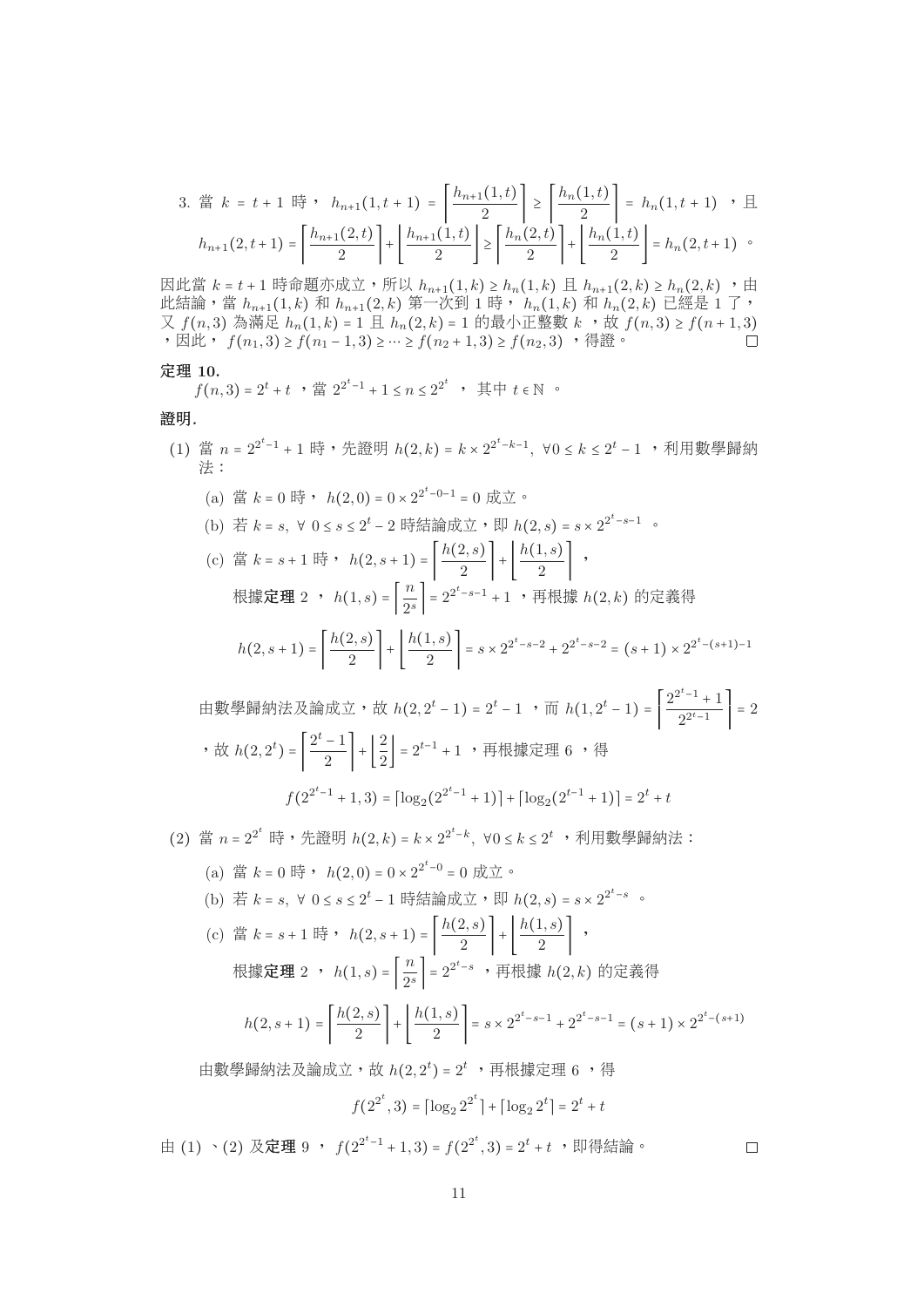3. 當 $k = t+1$ 時， $h_{n+1}(1,t+1) = \left\lceil \dfrac{h_{n+1}(1,t)}{2} \right\rceil \geq \left\lceil \dfrac{h_n(1,t)}{2} \right\rceil = h_n(1,t+1)$ ，且

$$h_{n+1}(2,t+1) = \left\lceil \frac{h_{n+1}(2,t)}{2} \right\rceil + \left\lfloor \frac{h_{n+1}(1,t)}{2} \right\rfloor \geq \left\lceil \frac{h_n(2,t)}{2} \right\rceil + \left\lfloor \frac{h_n(1,t)}{2} \right\rfloor = h_n(2,t+1) 。$$

因此當 $k = t+1$ 時命題亦成立，所以 $h_{n+1}(1,k) \geq h_n(1,k)$ 且 $h_{n+1}(2,k) \geq h_n(2,k)$ ，由此結論，當 $h_{n+1}(1,k)$ 和 $h_{n+1}(2,k)$ 第一次到 1 時， $h_n(1,k)$ 和 $h_n(2,k)$ 已經是 1 了，又 $f(n,3)$ 為滿足 $h_n(1,k) = 1$ 且 $h_n(2,k) = 1$ 的最小正整數 $k$ ，故 $f(n,3) \geq f(n+1,3)$ ，因此， $f(n_1,3) \geq f(n_1-1,3) \geq \cdots \geq f(n_2+1,3) \geq f(n_2,3)$ ，得證。 □

**定理 10.**

$f(n,3) = 2^t + t$ ，當 $2^{2^t-1}+1 \leq n \leq 2^{2^t}$ ， 其中 $t \in \mathbb{N}$ 。

**證明.**

(1) 當 $n = 2^{2^t-1}+1$ 時，先證明 $h(2,k) = k \times 2^{2^t-k-1},\ \forall 0 \leq k \leq 2^t-1$ ，利用數學歸納法：

(a) 當 $k=0$ 時， $h(2,0) = 0 \times 2^{2^t-0-1} = 0$ 成立。

(b) 若 $k=s,\ \forall\ 0 \leq s \leq 2^t-2$ 時結論成立，即 $h(2,s) = s \times 2^{2^t-s-1}$ 。

(c) 當 $k=s+1$ 時， $h(2,s+1) = \left\lceil \dfrac{h(2,s)}{2} \right\rceil + \left\lfloor \dfrac{h(1,s)}{2} \right\rfloor$ ，

根據**定理** 2 ， $h(1,s) = \left\lceil \dfrac{n}{2^s} \right\rceil = 2^{2^t-s-1}+1$ ，再根據 $h(2,k)$ 的定義得

$$h(2,s+1) = \left\lceil \frac{h(2,s)}{2} \right\rceil + \left\lfloor \frac{h(1,s)}{2} \right\rfloor = s \times 2^{2^t-s-2} + 2^{2^t-s-2} = (s+1) \times 2^{2^t-(s+1)-1}$$

由數學歸納法及論成立，故 $h(2,2^t-1) = 2^t-1$ ，而 $h(1,2^t-1) = \left\lceil \dfrac{2^{2^t-1}+1}{2^{2^t-1}} \right\rceil = 2$ ，故 $h(2,2^t) = \left\lceil \dfrac{2^t-1}{2} \right\rceil + \left\lfloor \dfrac{2}{2} \right\rfloor = 2^{t-1}+1$ ，再根據定理 6 ，得

$$f(2^{2^t-1}+1,3) = \lceil \log_2(2^{2^t-1}+1) \rceil + \lceil \log_2(2^{t-1}+1) \rceil = 2^t + t$$

(2) 當 $n = 2^{2^t}$ 時，先證明 $h(2,k) = k \times 2^{2^t-k},\ \forall 0 \leq k \leq 2^t$ ，利用數學歸納法：

(a) 當 $k=0$ 時， $h(2,0) = 0 \times 2^{2^t-0} = 0$ 成立。

(b) 若 $k=s,\ \forall\ 0 \leq s \leq 2^t-1$ 時結論成立，即 $h(2,s) = s \times 2^{2^t-s}$ 。

(c) 當 $k=s+1$ 時， $h(2,s+1) = \left\lceil \dfrac{h(2,s)}{2} \right\rceil + \left\lfloor \dfrac{h(1,s)}{2} \right\rfloor$ ，

根據**定理** 2 ， $h(1,s) = \left\lceil \dfrac{n}{2^s} \right\rceil = 2^{2^t-s}$ ，再根據 $h(2,k)$ 的定義得

$$h(2,s+1) = \left\lceil \frac{h(2,s)}{2} \right\rceil + \left\lfloor \frac{h(1,s)}{2} \right\rfloor = s \times 2^{2^t-s-1} + 2^{2^t-s-1} = (s+1) \times 2^{2^t-(s+1)}$$

由數學歸納法及論成立，故 $h(2,2^t) = 2^t$ ，再根據定理 6 ，得

$$f(2^{2^t},3) = \lceil \log_2 2^{2^t} \rceil + \lceil \log_2 2^t \rceil = 2^t + t$$

由 (1) 、(2) 及**定理** 9 ， $f(2^{2^t-1}+1,3) = f(2^{2^t},3) = 2^t + t$ ，即得結論。 □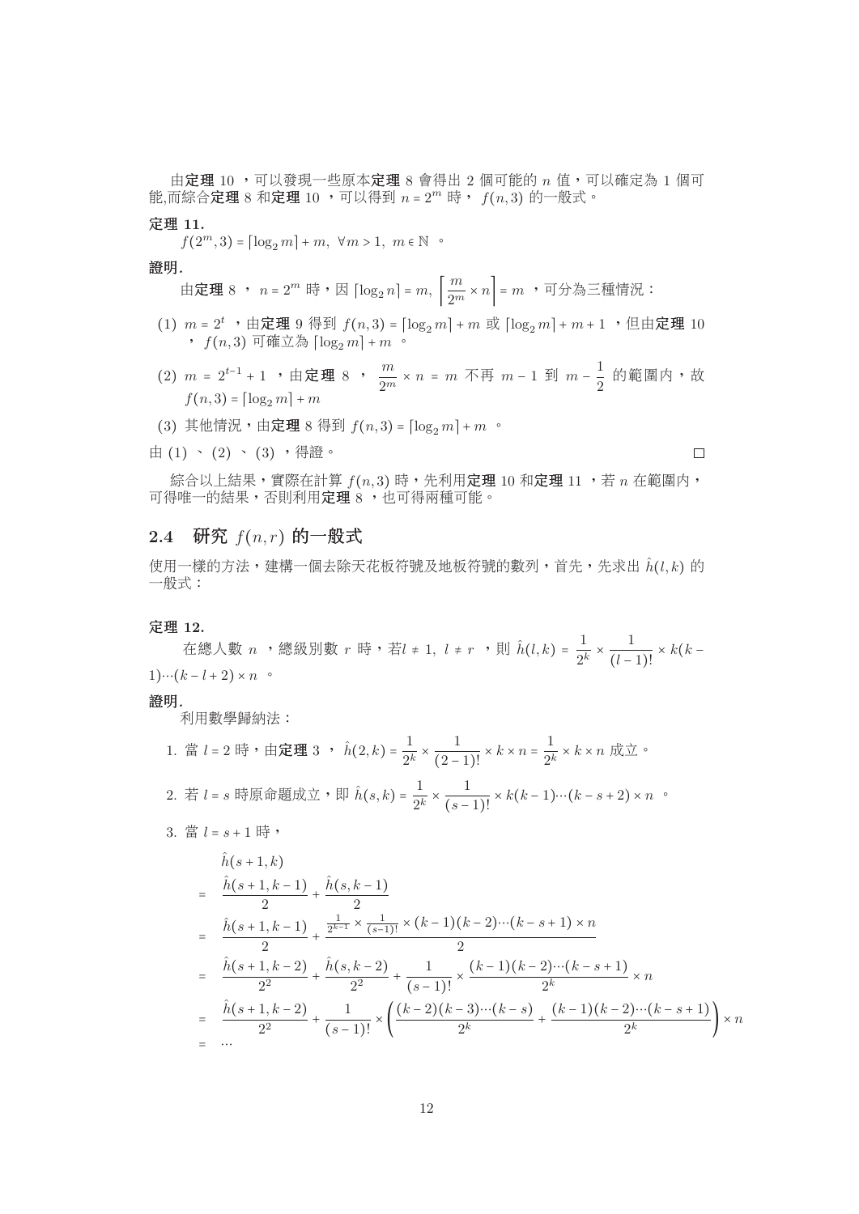由**定理** 10 ，可以發現一些原本**定理** 8 會得出 2 個可能的 $n$ 值，可以確定為 1 個可能,而綜合**定理** 8 和**定理** 10 ，可以得到 $n = 2^m$ 時， $f(n,3)$ 的一般式。

**定理 11.**

$f(2^m, 3) = \lceil \log_2 m \rceil + m,\ \forall m > 1,\ m \in \mathbb{N}$ 。

**證明.**

由**定理** 8 ， $n = 2^m$ 時，因 $\lceil \log_2 n \rceil = m,\ \left\lceil \frac{m}{2^m} \times n \right\rceil = m$ ，可分為三種情況：

(1) $m = 2^t$ ，由**定理** 9 得到 $f(n,3) = \lceil \log_2 m \rceil + m$ 或 $\lceil \log_2 m \rceil + m + 1$ ，但由**定理** 10 ， $f(n,3)$ 可確立為 $\lceil \log_2 m \rceil + m$ 。

(2) $m = 2^{t-1} + 1$ ，由**定理** 8 ， $\frac{m}{2^m} \times n = m$ 不再 $m - 1$ 到 $m - \frac{1}{2}$ 的範圍內，故 $f(n,3) = \lceil \log_2 m \rceil + m$

(3) 其他情況，由**定理** 8 得到 $f(n,3) = \lceil \log_2 m \rceil + m$ 。

由 (1) 、 (2) 、 (3) ，得證。 □

綜合以上結果，實際在計算 $f(n,3)$ 時，先利用**定理** 10 和**定理** 11 ，若 $n$ 在範圍內，可得唯一的結果，否則利用**定理** 8 ，也可得兩種可能。

## 2.4 研究 $f(n,r)$ 的一般式

使用一樣的方法，建構一個去除天花板符號及地板符號的數列，首先，先求出 $\hat{h}(l,k)$ 的一般式：

**定理 12.**

在總人數 $n$ ，總級別數 $r$ 時，若$l \neq 1,\ l \neq r$ ，則 $\hat{h}(l,k) = \frac{1}{2^k} \times \frac{1}{(l-1)!} \times k(k-1)\cdots(k-l+2) \times n$ 。

**證明.**

利用數學歸納法：

1. 當 $l = 2$ 時，由**定理** 3 ， $\hat{h}(2,k) = \frac{1}{2^k} \times \frac{1}{(2-1)!} \times k \times n = \frac{1}{2^k} \times k \times n$ 成立。

2. 若 $l = s$ 時原命題成立，即 $\hat{h}(s,k) = \frac{1}{2^k} \times \frac{1}{(s-1)!} \times k(k-1)\cdots(k-s+2) \times n$ 。

3. 當 $l = s + 1$ 時，

$$
\begin{aligned}
&\hat{h}(s+1,k) \\
= \quad & \frac{\hat{h}(s+1,k-1)}{2} + \frac{\hat{h}(s,k-1)}{2} \\
= \quad & \frac{\hat{h}(s+1,k-1)}{2} + \frac{\frac{1}{2^{k-1}} \times \frac{1}{(s-1)!} \times (k-1)(k-2)\cdots(k-s+1) \times n}{2} \\
= \quad & \frac{\hat{h}(s+1,k-2)}{2^2} + \frac{\hat{h}(s,k-2)}{2^2} + \frac{1}{(s-1)!} \times \frac{(k-1)(k-2)\cdots(k-s+1)}{2^k} \times n \\
= \quad & \frac{\hat{h}(s+1,k-2)}{2^2} + \frac{1}{(s-1)!} \times \left( \frac{(k-2)(k-3)\cdots(k-s)}{2^k} + \frac{(k-1)(k-2)\cdots(k-s+1)}{2^k} \right) \times n \\
= \quad & \cdots
\end{aligned}
$$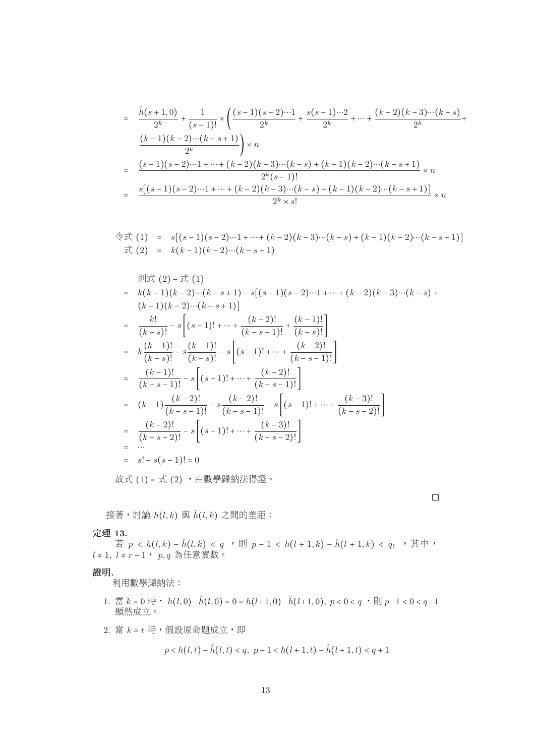$$
\begin{aligned}
&= \frac{\hat{h}(s+1,0)}{2^k} + \frac{1}{(s-1)!} \times \left( \frac{(s-1)(s-2)\cdots 1}{2^k} + \frac{s(s-1)\cdots 2}{2^k} + \cdots + \frac{(k-2)(k-3)\cdots(k-s)}{2^k} + \right. \\
&\quad \left. \frac{(k-1)(k-2)\cdots(k-s+1)}{2^k} \right) \times n \\
&= \frac{(s-1)(s-2)\cdots 1 + \cdots + (k-2)(k-3)\cdots(k-s) + (k-1)(k-2)\cdots(k-s+1)}{2^k (s-1)!} \times n \\
&= \frac{s[(s-1)(s-2)\cdots 1 + \cdots + (k-2)(k-3)\cdots(k-s) + (k-1)(k-2)\cdots(k-s+1)]}{2^k \times s!} \times n
\end{aligned}
$$

$$
\begin{aligned}
\text{令式 } (1) &= s[(s-1)(s-2)\cdots 1 + \cdots + (k-2)(k-3)\cdots(k-s) + (k-1)(k-2)\cdots(k-s+1)] \\
\text{式 } (2) &= k(k-1)(k-2)\cdots(k-s+1)
\end{aligned}
$$

$$
\begin{aligned}
&\text{則式 } (2) - \text{式 } (1) \\
&= k(k-1)(k-2)\cdots(k-s+1) - s[(s-1)(s-2)\cdots 1 + \cdots + (k-2)(k-3)\cdots(k-s) + \\
&\quad (k-1)(k-2)\cdots(k-s+1)] \\
&= \frac{k!}{(k-s)!} - s\left[(s-1)! + \cdots + \frac{(k-2)!}{(k-s-1)!} + \frac{(k-1)!}{(k-s)!}\right] \\
&= k\frac{(k-1)!}{(k-s)!} - s\frac{(k-1)!}{(k-s)!} - s\left[(s-1)! + \cdots + \frac{(k-2)!}{(k-s-1)!}\right] \\
&= \frac{(k-1)!}{(k-s-1)!} - s\left[(s-1)! + \cdots + \frac{(k-2)!}{(k-s-1)!}\right] \\
&= (k-1)\frac{(k-2)!}{(k-s-1)!} - s\frac{(k-2)!}{(k-s-1)!} - s\left[(s-1)! + \cdots + \frac{(k-3)!}{(k-s-2)!}\right] \\
&= \frac{(k-2)!}{(k-s-2)!} - s\left[(s-1)! + \cdots + \frac{(k-3)!}{(k-s-2)!}\right] \\
&= \cdots \\
&= s! - s(s-1)! = 0
\end{aligned}
$$

故式 $(1) =$ 式 $(2)$ ，由數學歸納法得證。

□

接著，討論 $h(l,k)$ 與 $\hat{h}(l,k)$ 之間的差距：

**定理 13.**

若 $p < h(l,k) - \hat{h}(l,k) < q$ ，則 $p - 1 < h(l+1,k) - \hat{h}(l+1,k) < q_1$ ，其中，$l \neq 1,\ l \neq r-1$， $p,q$ 為任意實數。

**證明.**

利用數學歸納法：

1. 當 $k = 0$ 時， $h(l,0) - \hat{h}(l,0) = 0 = h(l+1,0) - \hat{h}(l+1,0),\ p < 0 < q$ ，則 $p-1 < 0 < q-1$ 顯然成立。

2. 當 $k = t$ 時，假設原命題成立，即

$$
p < h(l,t) - \hat{h}(l,t) < q,\ p - 1 < h(l+1,t) - \hat{h}(l+1,t) < q + 1
$$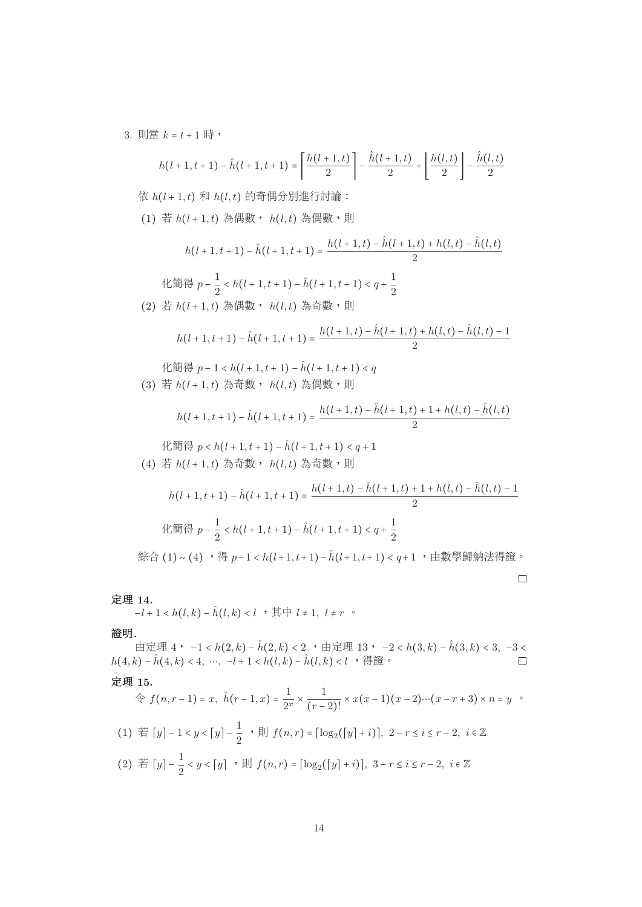3. 則當 $k = t+1$ 時，

$$h(l+1,t+1) - \hat{h}(l+1,t+1) = \left\lceil \frac{h(l+1,t)}{2} \right\rceil - \frac{\hat{h}(l+1,t)}{2} + \left\lfloor \frac{h(l,t)}{2} \right\rfloor - \frac{\hat{h}(l,t)}{2}$$

依 $h(l+1,t)$ 和 $h(l,t)$ 的奇偶分別進行討論：

(1) 若 $h(l+1,t)$ 為偶數， $h(l,t)$ 為偶數，則

$$h(l+1,t+1) - \hat{h}(l+1,t+1) = \frac{h(l+1,t) - \hat{h}(l+1,t) + h(l,t) - \hat{h}(l,t)}{2}$$

化簡得 $p - \frac{1}{2} < h(l+1,t+1) - \hat{h}(l+1,t+1) < q + \frac{1}{2}$

(2) 若 $h(l+1,t)$ 為偶數， $h(l,t)$ 為奇數，則

$$h(l+1,t+1) - \hat{h}(l+1,t+1) = \frac{h(l+1,t) - \hat{h}(l+1,t) + h(l,t) - \hat{h}(l,t) - 1}{2}$$

化簡得 $p - 1 < h(l+1,t+1) - \hat{h}(l+1,t+1) < q$

(3) 若 $h(l+1,t)$ 為奇數， $h(l,t)$ 為偶數，則

$$h(l+1,t+1) - \hat{h}(l+1,t+1) = \frac{h(l+1,t) - \hat{h}(l+1,t) + 1 + h(l,t) - \hat{h}(l,t)}{2}$$

化簡得 $p < h(l+1,t+1) - \hat{h}(l+1,t+1) < q + 1$

(4) 若 $h(l+1,t)$ 為奇數， $h(l,t)$ 為奇數，則

$$h(l+1,t+1) - \hat{h}(l+1,t+1) = \frac{h(l+1,t) - \hat{h}(l+1,t) + 1 + h(l,t) - \hat{h}(l,t) - 1}{2}$$

化簡得 $p - \frac{1}{2} < h(l+1,t+1) - \hat{h}(l+1,t+1) < q + \frac{1}{2}$

綜合 (1) ~ (4) ，得 $p - 1 < h(l+1,t+1) - \hat{h}(l+1,t+1) < q + 1$ ，由數學歸納法得證。

□

**定理 14.**

$-l+1 < h(l,k) - \hat{h}(l,k) < l$ ，其中 $l \neq 1,\ l \neq r$ 。

**證明.**

由定理 4， $-1 < h(2,k) - \hat{h}(2,k) < 2$ ，由定理 13， $-2 < h(3,k) - \hat{h}(3,k) < 3,\ -3 < h(4,k) - \hat{h}(4,k) < 4,\ \cdots,\ -l+1 < h(l,k) - \hat{h}(l,k) < l$ ，得證。 □

**定理 15.**

令 $f(n, r-1) = x,\ \hat{h}(r-1, x) = \frac{1}{2^x} \times \frac{1}{(r-2)!} \times x(x-1)(x-2)\cdots(x-r+3) \times n = y$ 。

(1) 若 $\lceil y \rceil - 1 < y < \lceil y \rceil - \frac{1}{2}$ ，則 $f(n,r) = \lceil \log_2(\lceil y \rceil + i) \rceil,\ 2 - r \le i \le r - 2,\ i \in \mathbb{Z}$

(2) 若 $\lceil y \rceil - \frac{1}{2} < y < \lceil y \rceil$ ，則 $f(n,r) = \lceil \log_2(\lceil y \rceil + i) \rceil,\ 3 - r \le i \le r - 2,\ i \in \mathbb{Z}$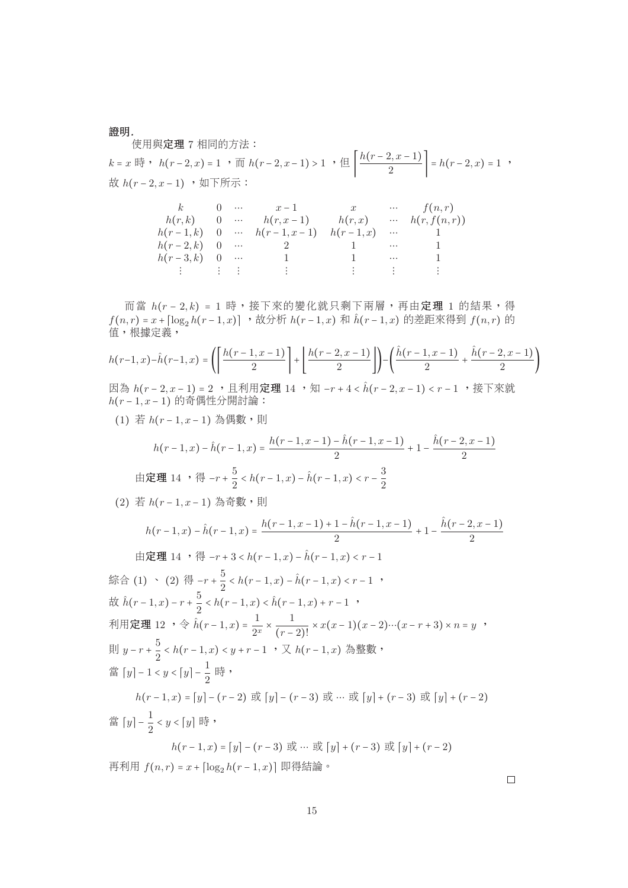**證明.**

使用與**定理** 7 相同的方法：

$k = x$ 時， $h(r-2,x) = 1$ ，而 $h(r-2,x-1) > 1$ ，但 $\left\lceil \dfrac{h(r-2,x-1)}{2} \right\rceil = h(r-2,x) = 1$ ，

故 $h(r-2,x-1)$ ，如下所示：

| $k$ | $0$ | $\cdots$ | $x-1$ | $x$ | $\cdots$ | $f(n,r)$ |
|---|---|---|---|---|---|---|
| $h(r,k)$ | $0$ | $\cdots$ | $h(r,x-1)$ | $h(r,x)$ | $\cdots$ | $h(r,f(n,r))$ |
| $h(r-1,k)$ | $0$ | $\cdots$ | $h(r-1,x-1)$ | $h(r-1,x)$ | $\cdots$ | $1$ |
| $h(r-2,k)$ | $0$ | $\cdots$ | $2$ | $1$ | $\cdots$ | $1$ |
| $h(r-3,k)$ | $0$ | $\cdots$ | $1$ | $1$ | $\cdots$ | $1$ |
| $\vdots$ | $\vdots$ | $\vdots$ | $\vdots$ | $\vdots$ | $\vdots$ | $\vdots$ |

而當 $h(r-2,k) = 1$ 時，接下來的變化就只剩下兩層，再由**定理** 1 的結果，得 $f(n,r) = x + \lceil \log_2 h(r-1,x) \rceil$ ，故分析 $h(r-1,x)$ 和 $\hat{h}(r-1,x)$ 的差距來得到 $f(n,r)$ 的值，根據定義，

$$h(r-1,x) - \hat{h}(r-1,x) = \left( \left\lceil \frac{h(r-1,x-1)}{2} \right\rceil + \left\lfloor \frac{h(r-2,x-1)}{2} \right\rfloor \right) - \left( \frac{\hat{h}(r-1,x-1)}{2} + \frac{\hat{h}(r-2,x-1)}{2} \right)$$

因為 $h(r-2,x-1) = 2$ ，且利用**定理** 14 ，知 $-r+4 < \hat{h}(r-2,x-1) < r-1$ ，接下來就 $h(r-1,x-1)$ 的奇偶性分開討論：

(1) 若 $h(r-1,x-1)$ 為偶數，則

$$h(r-1,x) - \hat{h}(r-1,x) = \frac{h(r-1,x-1) - \hat{h}(r-1,x-1)}{2} + 1 - \frac{\hat{h}(r-2,x-1)}{2}$$

由**定理** 14 ，得 $-r + \dfrac{5}{2} < h(r-1,x) - \hat{h}(r-1,x) < r - \dfrac{3}{2}$

(2) 若 $h(r-1,x-1)$ 為奇數，則

$$h(r-1,x) - \hat{h}(r-1,x) = \frac{h(r-1,x-1) + 1 - \hat{h}(r-1,x-1)}{2} + 1 - \frac{\hat{h}(r-2,x-1)}{2}$$

由**定理** 14 ，得 $-r+3 < h(r-1,x) - \hat{h}(r-1,x) < r-1$

綜合 (1) 、 (2) 得 $-r + \dfrac{5}{2} < h(r-1,x) - \hat{h}(r-1,x) < r-1$ ，

故 $\hat{h}(r-1,x) - r + \dfrac{5}{2} < h(r-1,x) < \hat{h}(r-1,x) + r - 1$ ，

利用**定理** 12 ，令 $\hat{h}(r-1,x) = \dfrac{1}{2^x} \times \dfrac{1}{(r-2)!} \times x(x-1)(x-2)\cdots(x-r+3) \times n = y$ ，

則 $y - r + \dfrac{5}{2} < h(r-1,x) < y + r - 1$ ，又 $h(r-1,x)$ 為整數，

當 $\lceil y \rceil - 1 < y < \lceil y \rceil - \dfrac{1}{2}$ 時，

$$h(r-1,x) = \lceil y \rceil - (r-2) \text{ 或 } \lceil y \rceil - (r-3) \text{ 或 } \cdots \text{ 或 } \lceil y \rceil + (r-3) \text{ 或 } \lceil y \rceil + (r-2)$$

當 $\lceil y \rceil - \dfrac{1}{2} < y < \lceil y \rceil$ 時，

$$h(r-1,x) = \lceil y \rceil - (r-3) \text{ 或 } \cdots \text{ 或 } \lceil y \rceil + (r-3) \text{ 或 } \lceil y \rceil + (r-2)$$

再利用 $f(n,r) = x + \lceil \log_2 h(r-1,x) \rceil$ 即得結論。

□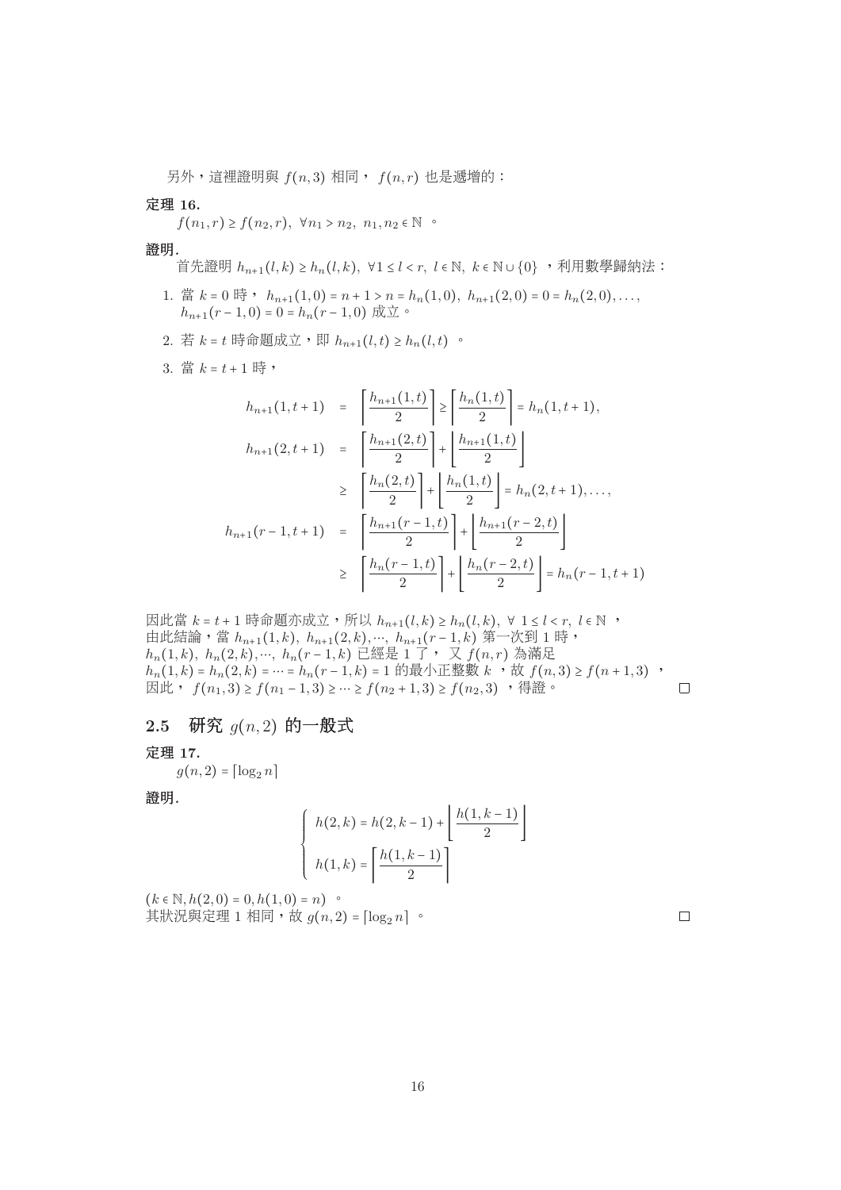另外，這裡證明與 $f(n,3)$ 相同， $f(n,r)$ 也是遞增的：

**定理 16.**

$f(n_1,r) \geq f(n_2,r),\ \forall n_1 > n_2,\ n_1,n_2 \in \mathbb{N}$ 。

**證明.**

首先證明 $h_{n+1}(l,k) \geq h_n(l,k),\ \forall 1 \leq l < r,\ l \in \mathbb{N},\ k \in \mathbb{N} \cup \{0\}$ ，利用數學歸納法：

1. 當 $k=0$ 時， $h_{n+1}(1,0)=n+1>n=h_n(1,0),\ h_{n+1}(2,0)=0=h_n(2,0),\dots,$ $h_{n+1}(r-1,0)=0=h_n(r-1,0)$ 成立。
2. 若 $k=t$ 時命題成立，即 $h_{n+1}(l,t) \geq h_n(l,t)$ 。
3. 當 $k=t+1$ 時，

$$
\begin{aligned}
h_{n+1}(1,t+1) &= \left\lceil \frac{h_{n+1}(1,t)}{2} \right\rceil \geq \left\lceil \frac{h_n(1,t)}{2} \right\rceil = h_n(1,t+1), \\
h_{n+1}(2,t+1) &= \left\lceil \frac{h_{n+1}(2,t)}{2} \right\rceil + \left\lfloor \frac{h_{n+1}(1,t)}{2} \right\rfloor \\
&\geq \left\lceil \frac{h_n(2,t)}{2} \right\rceil + \left\lfloor \frac{h_n(1,t)}{2} \right\rfloor = h_n(2,t+1),\dots, \\
h_{n+1}(r-1,t+1) &= \left\lceil \frac{h_{n+1}(r-1,t)}{2} \right\rceil + \left\lfloor \frac{h_{n+1}(r-2,t)}{2} \right\rfloor \\
&\geq \left\lceil \frac{h_n(r-1,t)}{2} \right\rceil + \left\lfloor \frac{h_n(r-2,t)}{2} \right\rfloor = h_n(r-1,t+1)
\end{aligned}
$$

因此當 $k=t+1$ 時命題亦成立，所以 $h_{n+1}(l,k) \geq h_n(l,k),\ \forall\ 1 \leq l < r,\ l \in \mathbb{N}$ ，
由此結論，當 $h_{n+1}(1,k),\ h_{n+1}(2,k),\cdots,\ h_{n+1}(r-1,k)$ 第一次到 1 時，
$h_n(1,k),\ h_n(2,k),\cdots,\ h_n(r-1,k)$ 已經是 1 了， 又 $f(n,r)$ 為滿足
$h_n(1,k)=h_n(2,k)=\cdots=h_n(r-1,k)=1$ 的最小正整數 $k$ ，故 $f(n,3) \geq f(n+1,3)$ ，
因此， $f(n_1,3) \geq f(n_1-1,3) \geq \cdots \geq f(n_2+1,3) \geq f(n_2,3)$ ，得證。 □

## 2.5 研究 $g(n,2)$ 的一般式

**定理 17.**

$g(n,2) = \lceil \log_2 n \rceil$

**證明.**

$$
\begin{cases}
h(2,k) = h(2,k-1) + \left\lfloor \dfrac{h(1,k-1)}{2} \right\rfloor \\
h(1,k) = \left\lceil \dfrac{h(1,k-1)}{2} \right\rceil
\end{cases}
$$

$(k \in \mathbb{N}, h(2,0)=0, h(1,0)=n)$ 。
其狀況與定理 1 相同，故 $g(n,2) = \lceil \log_2 n \rceil$ 。 □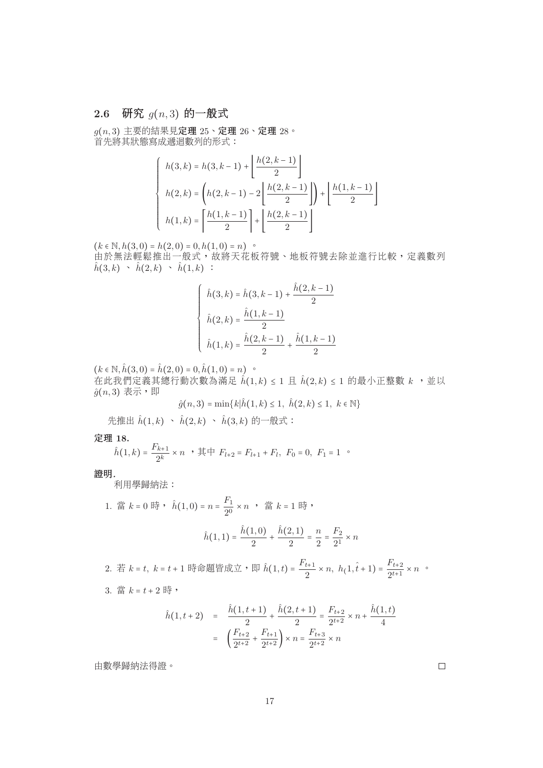## 2.6 研究 $g(n,3)$ 的一般式

$g(n,3)$ 主要的結果見**定理** 25、**定理** 26、**定理** 28。
首先將其狀態寫成遞迴數列的形式：

$$\begin{cases} h(3,k) = h(3,k-1) + \left\lfloor \dfrac{h(2,k-1)}{2} \right\rfloor \\ h(2,k) = \left( h(2,k-1) - 2\left\lfloor \dfrac{h(2,k-1)}{2} \right\rfloor \right) + \left\lfloor \dfrac{h(1,k-1)}{2} \right\rfloor \\ h(1,k) = \left\lceil \dfrac{h(1,k-1)}{2} \right\rceil + \left\lfloor \dfrac{h(2,k-1)}{2} \right\rfloor \end{cases}$$

$(k \in \mathbb{N}, h(3,0) = h(2,0) = 0, h(1,0) = n)$ 。
由於無法輕鬆推出一般式，故將天花板符號、地板符號去除並進行比較，定義數列 $\hat{h}(3,k)$ 、 $\hat{h}(2,k)$ 、 $\hat{h}(1,k)$ ：

$$\begin{cases} \hat{h}(3,k) = \hat{h}(3,k-1) + \dfrac{\hat{h}(2,k-1)}{2} \\ \hat{h}(2,k) = \dfrac{\hat{h}(1,k-1)}{2} \\ \hat{h}(1,k) = \dfrac{\hat{h}(2,k-1)}{2} + \dfrac{\hat{h}(1,k-1)}{2} \end{cases}$$

$(k \in \mathbb{N}, \hat{h}(3,0) = \hat{h}(2,0) = 0, \hat{h}(1,0) = n)$ 。
在此我們定義其總行動次數為滿足 $\hat{h}(1,k) \le 1$ 且 $\hat{h}(2,k) \le 1$ 的最小正整數 $k$ ，並以 $\hat{g}(n,3)$ 表示，即

$$\hat{g}(n,3) = \min\{k | \hat{h}(1,k) \le 1,\ \hat{h}(2,k) \le 1,\ k \in \mathbb{N}\}$$

先推出 $\hat{h}(1,k)$ 、 $\hat{h}(2,k)$ 、 $\hat{h}(3,k)$ 的一般式：

**定理 18.**
$\hat{h}(1,k) = \dfrac{F_{k+1}}{2^k} \times n$ ，其中 $F_{l+2} = F_{l+1} + F_l,\ F_0 = 0,\ F_1 = 1$ 。

**證明.**
利用學歸納法：

1. 當 $k = 0$ 時， $\hat{h}(1,0) = n = \dfrac{F_1}{2^0} \times n$ ， 當 $k = 1$ 時，

$$\hat{h}(1,1) = \frac{\hat{h}(1,0)}{2} + \frac{\hat{h}(2,1)}{2} = \frac{n}{2} = \frac{F_2}{2^1} \times n$$

2. 若 $k = t,\ k = t+1$ 時命題皆成立，即 $\hat{h}(1,t) = \dfrac{F_{t+1}}{2} \times n,\ h(1,\hat{t}+1) = \dfrac{F_{t+2}}{2^{t+1}} \times n$ 。

3. 當 $k = t+2$ 時，

$$\begin{aligned} \hat{h}(1,t+2) &= \frac{\hat{h}(1,t+1)}{2} + \frac{\hat{h}(2,t+1)}{2} = \frac{F_{t+2}}{2^{t+2}} \times n + \frac{\hat{h}(1,t)}{4} \\ &= \left( \frac{F_{t+2}}{2^{t+2}} + \frac{F_{t+1}}{2^{t+2}} \right) \times n = \frac{F_{t+3}}{2^{t+2}} \times n \end{aligned}$$

由數學歸納法得證。 □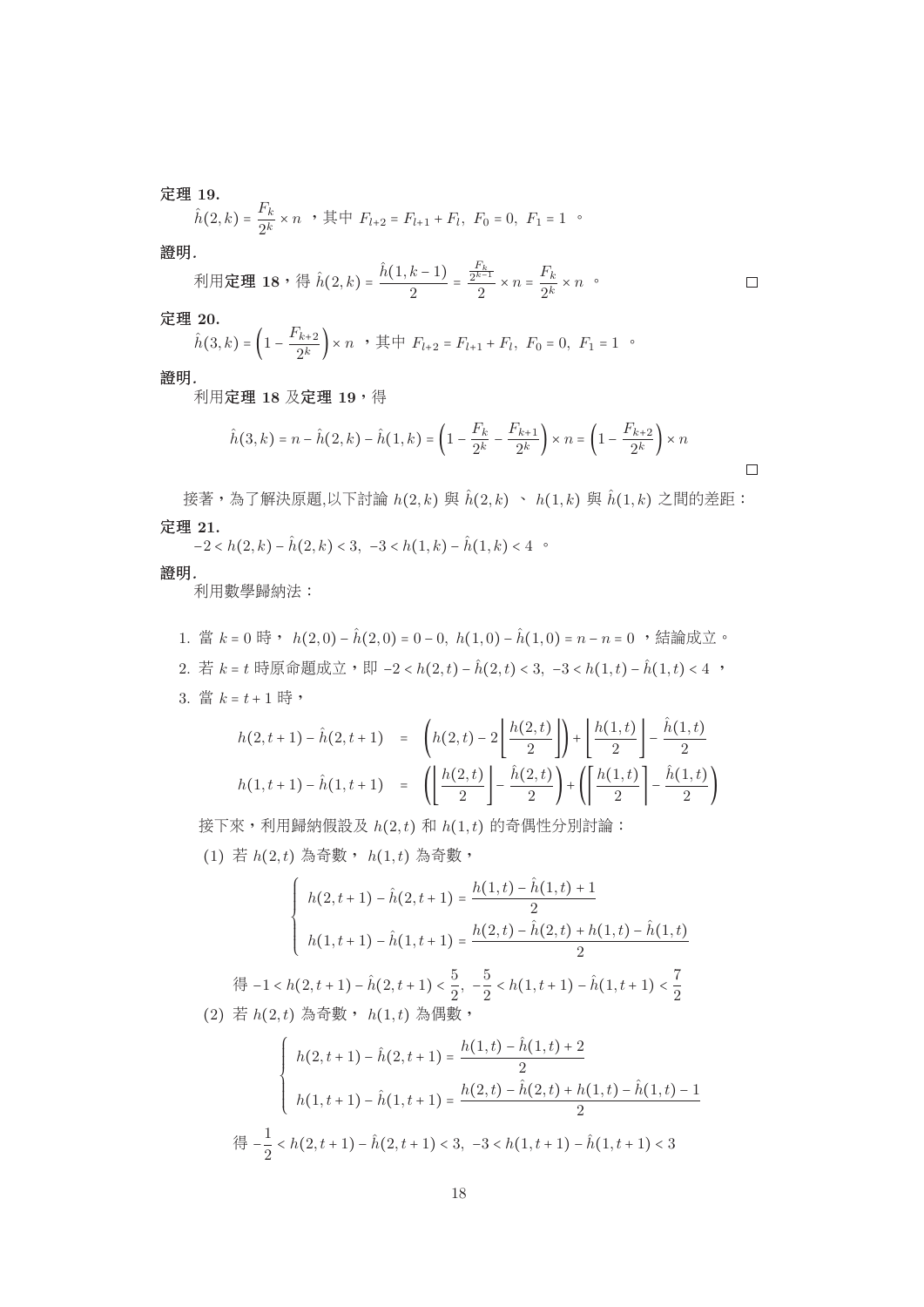**定理 19.**

$\hat{h}(2,k) = \dfrac{F_k}{2^k} \times n$ ，其中 $F_{l+2} = F_{l+1} + F_l,\ F_0 = 0,\ F_1 = 1$ 。

**證明.**

利用**定理 18**，得 $\hat{h}(2,k) = \dfrac{\hat{h}(1,k-1)}{2} = \dfrac{\frac{F_k}{2^{k-1}}}{2} \times n = \dfrac{F_k}{2^k} \times n$ 。 □

**定理 20.**

$\hat{h}(3,k) = \left(1 - \dfrac{F_{k+2}}{2^k}\right) \times n$ ，其中 $F_{l+2} = F_{l+1} + F_l,\ F_0 = 0,\ F_1 = 1$ 。

**證明.**

利用**定理 18** 及**定理 19**，得

$$\hat{h}(3,k) = n - \hat{h}(2,k) - \hat{h}(1,k) = \left(1 - \frac{F_k}{2^k} - \frac{F_{k+1}}{2^k}\right) \times n = \left(1 - \frac{F_{k+2}}{2^k}\right) \times n$$

□

接著，為了解決原題,以下討論 $h(2,k)$ 與 $\hat{h}(2,k)$ 、 $h(1,k)$ 與 $\hat{h}(1,k)$ 之間的差距：

**定理 21.**

$-2 < h(2,k) - \hat{h}(2,k) < 3,\ -3 < h(1,k) - \hat{h}(1,k) < 4$ 。

**證明.**

利用數學歸納法：

1. 當 $k = 0$ 時， $h(2,0) - \hat{h}(2,0) = 0 - 0,\ h(1,0) - \hat{h}(1,0) = n - n = 0$ ，結論成立。
2. 若 $k = t$ 時原命題成立，即 $-2 < h(2,t) - \hat{h}(2,t) < 3,\ -3 < h(1,t) - \hat{h}(1,t) < 4$ ，
3. 當 $k = t+1$ 時，

$$\begin{aligned}
h(2,t+1) - \hat{h}(2,t+1) &= \left(h(2,t) - 2\left\lfloor \frac{h(2,t)}{2} \right\rfloor\right) + \left\lfloor \frac{h(1,t)}{2} \right\rfloor - \frac{\hat{h}(1,t)}{2} \\
h(1,t+1) - \hat{h}(1,t+1) &= \left(\left\lfloor \frac{h(2,t)}{2} \right\rfloor - \frac{\hat{h}(2,t)}{2}\right) + \left(\left\lceil \frac{h(1,t)}{2} \right\rceil - \frac{\hat{h}(1,t)}{2}\right)
\end{aligned}$$

接下來，利用歸納假設及 $h(2,t)$ 和 $h(1,t)$ 的奇偶性分別討論：

(1) 若 $h(2,t)$ 為奇數， $h(1,t)$ 為奇數，

$$\begin{cases}
h(2,t+1) - \hat{h}(2,t+1) = \dfrac{h(1,t) - \hat{h}(1,t) + 1}{2} \\
h(1,t+1) - \hat{h}(1,t+1) = \dfrac{h(2,t) - \hat{h}(2,t) + h(1,t) - \hat{h}(1,t)}{2}
\end{cases}$$

得 $-1 < h(2,t+1) - \hat{h}(2,t+1) < \dfrac{5}{2},\ -\dfrac{5}{2} < h(1,t+1) - \hat{h}(1,t+1) < \dfrac{7}{2}$

(2) 若 $h(2,t)$ 為奇數， $h(1,t)$ 為偶數，

$$\begin{cases}
h(2,t+1) - \hat{h}(2,t+1) = \dfrac{h(1,t) - \hat{h}(1,t) + 2}{2} \\
h(1,t+1) - \hat{h}(1,t+1) = \dfrac{h(2,t) - \hat{h}(2,t) + h(1,t) - \hat{h}(1,t) - 1}{2}
\end{cases}$$

得 $-\dfrac{1}{2} < h(2,t+1) - \hat{h}(2,t+1) < 3,\ -3 < h(1,t+1) - \hat{h}(1,t+1) < 3$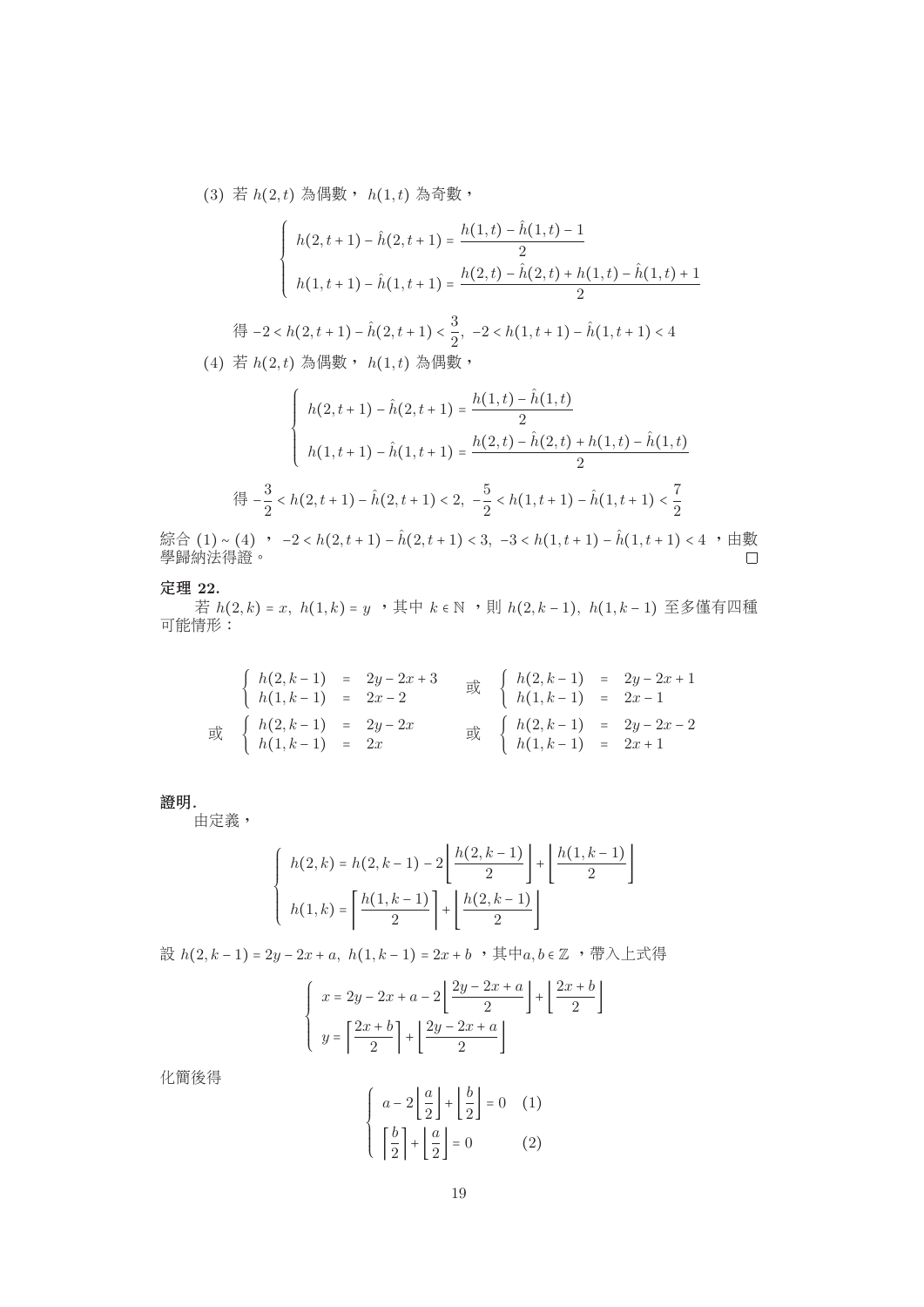(3) 若 $h(2,t)$ 為偶數， $h(1,t)$ 為奇數，

$$\begin{cases} h(2,t+1)-\hat{h}(2,t+1)=\dfrac{h(1,t)-\hat{h}(1,t)-1}{2} \\ h(1,t+1)-\hat{h}(1,t+1)=\dfrac{h(2,t)-\hat{h}(2,t)+h(1,t)-\hat{h}(1,t)+1}{2} \end{cases}$$

得 $-2<h(2,t+1)-\hat{h}(2,t+1)<\dfrac{3}{2},\ -2<h(1,t+1)-\hat{h}(1,t+1)<4$

(4) 若 $h(2,t)$ 為偶數， $h(1,t)$ 為偶數，

$$\begin{cases} h(2,t+1)-\hat{h}(2,t+1)=\dfrac{h(1,t)-\hat{h}(1,t)}{2} \\ h(1,t+1)-\hat{h}(1,t+1)=\dfrac{h(2,t)-\hat{h}(2,t)+h(1,t)-\hat{h}(1,t)}{2} \end{cases}$$

得 $-\dfrac{3}{2}<h(2,t+1)-\hat{h}(2,t+1)<2,\ -\dfrac{5}{2}<h(1,t+1)-\hat{h}(1,t+1)<\dfrac{7}{2}$

綜合 (1) ~ (4) ， $-2<h(2,t+1)-\hat{h}(2,t+1)<3,\ -3<h(1,t+1)-\hat{h}(1,t+1)<4$ ，由數學歸納法得證。 □

**定理 22.**

若 $h(2,k)=x,\ h(1,k)=y$ ，其中 $k\in\mathbb{N}$ ，則 $h(2,k-1),\ h(1,k-1)$ 至多僅有四種可能情形：

$$\begin{cases} h(2,k-1) = 2y-2x+3 \\ h(1,k-1) = 2x-2 \end{cases} \text{或} \begin{cases} h(2,k-1) = 2y-2x+1 \\ h(1,k-1) = 2x-1 \end{cases}$$

$$\text{或} \begin{cases} h(2,k-1) = 2y-2x \\ h(1,k-1) = 2x \end{cases} \text{或} \begin{cases} h(2,k-1) = 2y-2x-2 \\ h(1,k-1) = 2x+1 \end{cases}$$

**證明.**

由定義，

$$\begin{cases} h(2,k)=h(2,k-1)-2\left\lfloor \dfrac{h(2,k-1)}{2}\right\rfloor+\left\lfloor \dfrac{h(1,k-1)}{2}\right\rfloor \\ h(1,k)=\left\lceil \dfrac{h(1,k-1)}{2}\right\rceil+\left\lfloor \dfrac{h(2,k-1)}{2}\right\rfloor \end{cases}$$

設 $h(2,k-1)=2y-2x+a,\ h(1,k-1)=2x+b$ ，其中$a,b\in\mathbb{Z}$ ，帶入上式得

$$\begin{cases} x=2y-2x+a-2\left\lfloor \dfrac{2y-2x+a}{2}\right\rfloor+\left\lfloor \dfrac{2x+b}{2}\right\rfloor \\ y=\left\lceil \dfrac{2x+b}{2}\right\rceil+\left\lfloor \dfrac{2y-2x+a}{2}\right\rfloor \end{cases}$$

化簡後得

$$\begin{cases} a-2\left\lfloor \dfrac{a}{2}\right\rfloor+\left\lfloor \dfrac{b}{2}\right\rfloor=0 & (1) \\ \left\lceil \dfrac{b}{2}\right\rceil+\left\lfloor \dfrac{a}{2}\right\rfloor=0 & (2) \end{cases}$$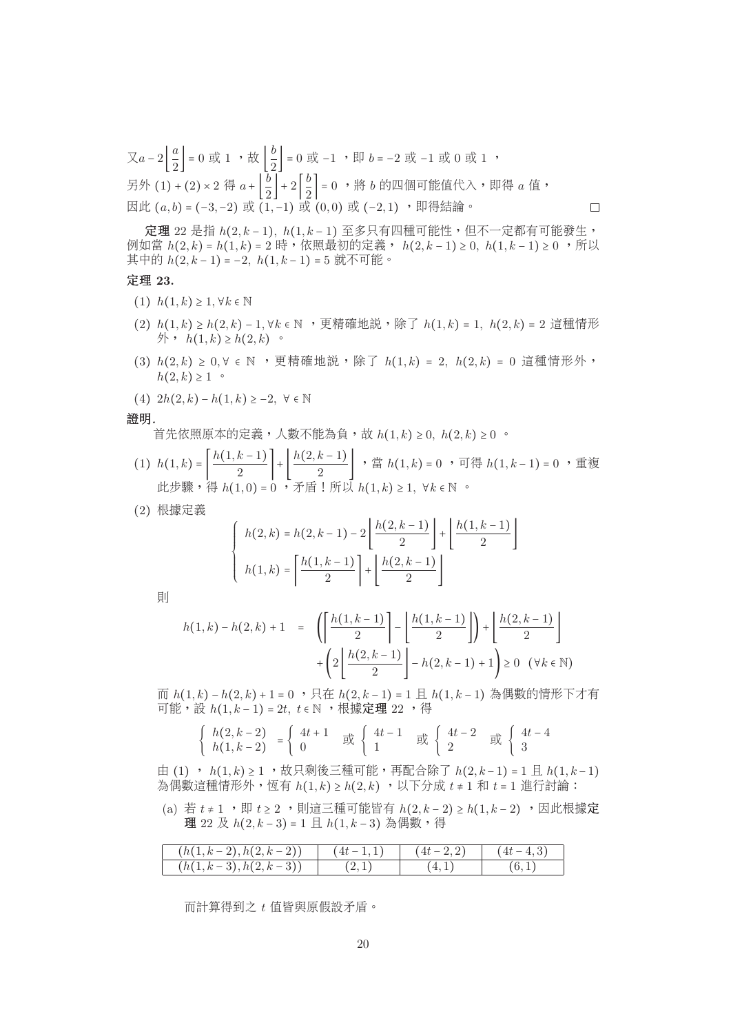又$a-2\left\lfloor \frac{a}{2} \right\rfloor = 0$ 或 $1$ ，故 $\left\lfloor \frac{b}{2} \right\rfloor = 0$ 或 $-1$ ，即 $b=-2$ 或 $-1$ 或 $0$ 或 $1$ ，
另外 $(1)+(2)\times 2$ 得 $a+\left\lfloor \frac{b}{2} \right\rfloor + 2\left\lceil \frac{b}{2} \right\rceil = 0$ ，將 $b$ 的四個可能值代入，即得 $a$ 值，
因此 $(a,b)=(-3,-2)$ 或 $(1,-1)$ 或 $(0,0)$ 或 $(-2,1)$ ，即得結論。 □

**定理** 22 是指 $h(2,k-1),\ h(1,k-1)$ 至多只有四種可能性，但不一定都有可能發生，例如當 $h(2,k)=h(1,k)=2$ 時，依照最初的定義， $h(2,k-1)\geq 0,\ h(1,k-1)\geq 0$ ，所以其中的 $h(2,k-1)=-2,\ h(1,k-1)=5$ 就不可能。

**定理 23.**

(1) $h(1,k)\geq 1, \forall k\in\mathbb{N}$

(2) $h(1,k)\geq h(2,k)-1, \forall k\in\mathbb{N}$ ，更精確地說，除了 $h(1,k)=1,\ h(2,k)=2$ 這種情形外， $h(1,k)\geq h(2,k)$ 。

(3) $h(2,k)\geq 0, \forall\in\mathbb{N}$ ，更精確地說，除了 $h(1,k)=2,\ h(2,k)=0$ 這種情形外，$h(2,k)\geq 1$ 。

(4) $2h(2,k)-h(1,k)\geq -2,\ \forall\in\mathbb{N}$

**證明.**

首先依照原本的定義，人數不能為負，故 $h(1,k)\geq 0,\ h(2,k)\geq 0$ 。

(1) $h(1,k)=\left\lceil \frac{h(1,k-1)}{2} \right\rceil + \left\lfloor \frac{h(2,k-1)}{2} \right\rfloor$ ，當 $h(1,k)=0$ ，可得 $h(1,k-1)=0$ ，重複此步驟，得 $h(1,0)=0$ ，矛盾！所以 $h(1,k)\geq 1,\ \forall k\in\mathbb{N}$ 。

(2) 根據定義

$$\begin{cases} h(2,k)=h(2,k-1)-2\left\lfloor \frac{h(2,k-1)}{2} \right\rfloor + \left\lfloor \frac{h(1,k-1)}{2} \right\rfloor \\ h(1,k)=\left\lceil \frac{h(1,k-1)}{2} \right\rceil + \left\lfloor \frac{h(2,k-1)}{2} \right\rfloor \end{cases}$$

則

$$\begin{aligned} h(1,k)-h(2,k)+1 &= \left(\left\lceil \frac{h(1,k-1)}{2} \right\rceil - \left\lfloor \frac{h(1,k-1)}{2} \right\rfloor\right) + \left\lfloor \frac{h(2,k-1)}{2} \right\rfloor \\ &\quad + \left(2\left\lfloor \frac{h(2,k-1)}{2} \right\rfloor - h(2,k-1)+1\right) \geq 0 \quad (\forall k\in\mathbb{N}) \end{aligned}$$

而 $h(1,k)-h(2,k)+1=0$ ，只在 $h(2,k-1)=1$ 且 $h(1,k-1)$ 為偶數的情形下才有可能，設 $h(1,k-1)=2t,\ t\in\mathbb{N}$ ，根據**定理** 22 ，得

$$\begin{cases} h(2,k-2) \\ h(1,k-2) \end{cases} = \begin{cases} 4t+1 \\ 0 \end{cases} \text{或} \begin{cases} 4t-1 \\ 1 \end{cases} \text{或} \begin{cases} 4t-2 \\ 2 \end{cases} \text{或} \begin{cases} 4t-4 \\ 3 \end{cases}$$

由 (1) ， $h(1,k)\geq 1$ ，故只剩後三種可能，再配合除了 $h(2,k-1)=1$ 且 $h(1,k-1)$ 為偶數這種情形外，恆有 $h(1,k)\geq h(2,k)$ ，以下分成 $t\neq 1$ 和 $t=1$ 進行討論：

(a) 若 $t\neq 1$ ，即 $t\geq 2$ ，則這三種可能皆有 $h(2,k-2)\geq h(1,k-2)$ ，因此根據**定理** 22 及 $h(2,k-3)=1$ 且 $h(1,k-3)$ 為偶數，得

| $(h(1,k-2),h(2,k-2))$ | $(4t-1,1)$ | $(4t-2,2)$ | $(4t-4,3)$ |
|---|---|---|---|
| $(h(1,k-3),h(2,k-3))$ | $(2,1)$ | $(4,1)$ | $(6,1)$ |

而計算得到之 $t$ 值皆與原假設矛盾。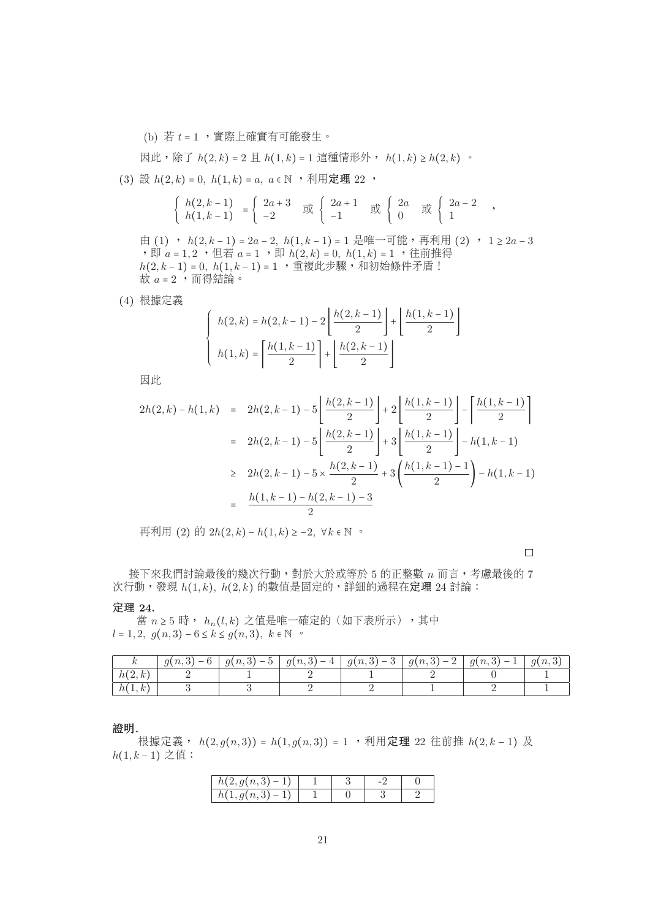(b) 若 $t = 1$，實際上確實有可能發生。

因此，除了 $h(2,k) = 2$ 且 $h(1,k) = 1$ 這種情形外，$h(1,k) \geq h(2,k)$。

(3) 設 $h(2,k) = 0,\ h(1,k) = a,\ a \in \mathbb{N}$，利用**定理** 22，

$$\begin{cases} h(2,k-1) \\ h(1,k-1) \end{cases} = \begin{cases} 2a+3 \\ -2 \end{cases} \text{ 或 } \begin{cases} 2a+1 \\ -1 \end{cases} \text{ 或 } \begin{cases} 2a \\ 0 \end{cases} \text{ 或 } \begin{cases} 2a-2 \\ 1 \end{cases},$$

由 (1)，$h(2,k-1) = 2a-2,\ h(1,k-1) = 1$ 是唯一可能，再利用 (2)，$1 \geq 2a-3$，即 $a = 1, 2$，但若 $a = 1$，即 $h(2,k) = 0,\ h(1,k) = 1$，往前推得 $h(2,k-1) = 0,\ h(1,k-1) = 1$，重複此步驟，和初始條件矛盾！故 $a = 2$，而得結論。

(4) 根據定義

$$\begin{cases} h(2,k) = h(2,k-1) - 2\left\lfloor \dfrac{h(2,k-1)}{2} \right\rfloor + \left\lfloor \dfrac{h(1,k-1)}{2} \right\rfloor \\ h(1,k) = \left\lceil \dfrac{h(1,k-1)}{2} \right\rceil + \left\lfloor \dfrac{h(2,k-1)}{2} \right\rfloor \end{cases}$$

因此

$$\begin{aligned} 2h(2,k) - h(1,k) &= 2h(2,k-1) - 5\left\lfloor \frac{h(2,k-1)}{2} \right\rfloor + 2\left\lfloor \frac{h(1,k-1)}{2} \right\rfloor - \left\lceil \frac{h(1,k-1)}{2} \right\rceil \\ &= 2h(2,k-1) - 5\left\lfloor \frac{h(2,k-1)}{2} \right\rfloor + 3\left\lfloor \frac{h(1,k-1)}{2} \right\rfloor - h(1,k-1) \\ &\geq 2h(2,k-1) - 5 \times \frac{h(2,k-1)}{2} + 3\left( \frac{h(1,k-1)-1}{2} \right) - h(1,k-1) \\ &= \frac{h(1,k-1) - h(2,k-1) - 3}{2} \end{aligned}$$

再利用 (2) 的 $2h(2,k) - h(1,k) \geq -2,\ \forall k \in \mathbb{N}$。

□

接下來我們討論最後的幾次行動，對於大於或等於 5 的正整數 $n$ 而言，考慮最後的 7 次行動，發現 $h(1,k),\ h(2,k)$ 的數值是固定的，詳細的過程在**定理** 24 討論：

**定理 24.**
當 $n \geq 5$ 時，$h_n(l,k)$ 之值是唯一確定的（如下表所示），其中 $l = 1, 2,\ g(n,3) - 6 \leq k \leq g(n,3),\ k \in \mathbb{N}$。

| $k$ | $g(n,3)-6$ | $g(n,3)-5$ | $g(n,3)-4$ | $g(n,3)-3$ | $g(n,3)-2$ | $g(n,3)-1$ | $g(n,3)$ |
|---|---|---|---|---|---|---|---|
| $h(2,k)$ | 2 | 1 | 2 | 1 | 2 | 0 | 1 |
| $h(1,k)$ | 3 | 3 | 2 | 2 | 1 | 2 | 1 |

**證明.**
根據定義，$h(2, g(n,3)) = h(1, g(n,3)) = 1$，利用**定理** 22 往前推 $h(2,k-1)$ 及 $h(1,k-1)$ 之值：

| $h(2, g(n,3)-1)$ | 1 | 3 | -2 | 0 |
|---|---|---|---|---|
| $h(1, g(n,3)-1)$ | 1 | 0 | 3 | 2 |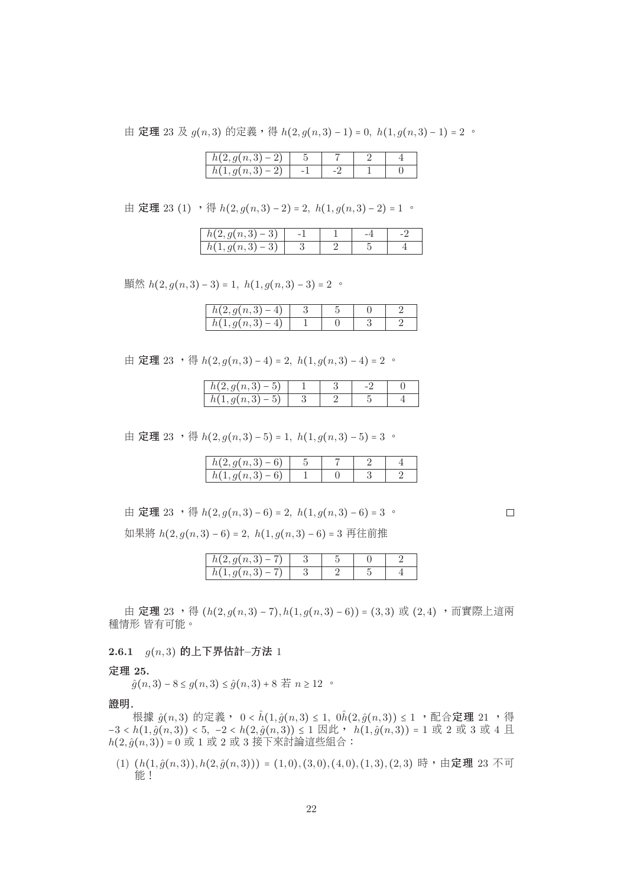由 **定理** 23 及 $g(n,3)$ 的定義，得 $h(2,g(n,3)-1)=0,\ h(1,g(n,3)-1)=2$ 。

| $h(2,g(n,3)-2)$ | 5 | 7 | 2 | 4 |
|---|---|---|---|---|
| $h(1,g(n,3)-2)$ | -1 | -2 | 1 | 0 |

由 **定理** 23 (1) ，得 $h(2,g(n,3)-2)=2,\ h(1,g(n,3)-2)=1$ 。

| $h(2,g(n,3)-3)$ | -1 | 1 | -4 | -2 |
|---|---|---|---|---|
| $h(1,g(n,3)-3)$ | 3 | 2 | 5 | 4 |

顯然 $h(2,g(n,3)-3)=1,\ h(1,g(n,3)-3)=2$ 。

| $h(2,g(n,3)-4)$ | 3 | 5 | 0 | 2 |
|---|---|---|---|---|
| $h(1,g(n,3)-4)$ | 1 | 0 | 3 | 2 |

由 **定理** 23 ，得 $h(2,g(n,3)-4)=2,\ h(1,g(n,3)-4)=2$ 。

| $h(2,g(n,3)-5)$ | 1 | 3 | -2 | 0 |
|---|---|---|---|---|
| $h(1,g(n,3)-5)$ | 3 | 2 | 5 | 4 |

由 **定理** 23 ，得 $h(2,g(n,3)-5)=1,\ h(1,g(n,3)-5)=3$ 。

| $h(2,g(n,3)-6)$ | 5 | 7 | 2 | 4 |
|---|---|---|---|---|
| $h(1,g(n,3)-6)$ | 1 | 0 | 3 | 2 |

由 **定理** 23 ，得 $h(2,g(n,3)-6)=2,\ h(1,g(n,3)-6)=3$ 。 □

如果將 $h(2,g(n,3)-6)=2,\ h(1,g(n,3)-6)=3$ 再往前推

| $h(2,g(n,3)-7)$ | 3 | 5 | 0 | 2 |
|---|---|---|---|---|
| $h(1,g(n,3)-7)$ | 3 | 2 | 5 | 4 |

由 **定理** 23 ，得 $(h(2,g(n,3)-7),h(1,g(n,3)-6))=(3,3)$ 或 $(2,4)$ ，而實際上這兩種情形 皆有可能。

### 2.6.1 $g(n,3)$ 的上下界估計–方法 1

**定理 25.**

$\hat{g}(n,3)-8 \le g(n,3) \le \hat{g}(n,3)+8$ 若 $n \ge 12$ 。

**證明.**

根據 $\hat{g}(n,3)$ 的定義， $0 < \hat{h}(1,\hat{g}(n,3) \le 1,\ 0\hat{h}(2,\hat{g}(n,3)) \le 1$ ，配合**定理** 21 ，得 $-3 < h(1,\hat{g}(n,3)) < 5,\ -2 < h(2,\hat{g}(n,3)) \le 1$ 因此， $h(1,\hat{g}(n,3))=1$ 或 2 或 3 或 4 且 $h(2,\hat{g}(n,3))=0$ 或 1 或 2 或 3 接下來討論這些組合：

(1) $(h(1,\hat{g}(n,3)),h(2,\hat{g}(n,3)))=(1,0),(3,0),(4,0),(1,3),(2,3)$ 時，由**定理** 23 不可能！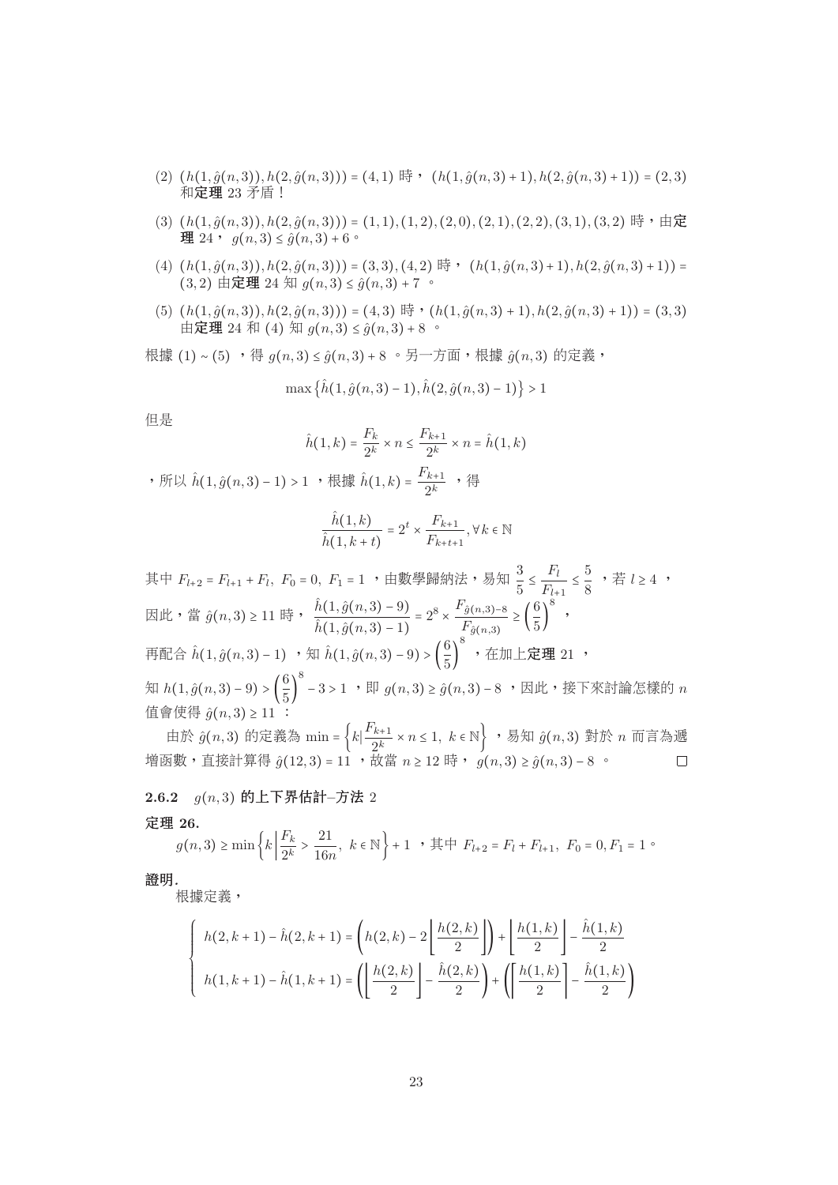(2) $(h(1,\hat{g}(n,3)),h(2,\hat{g}(n,3)))=(4,1)$ 時， $(h(1,\hat{g}(n,3)+1),h(2,\hat{g}(n,3)+1))=(2,3)$ 和**定理** 23 矛盾！

(3) $(h(1,\hat{g}(n,3)),h(2,\hat{g}(n,3)))=(1,1),(1,2),(2,0),(2,1),(2,2),(3,1),(3,2)$ 時，由**定理** 24， $g(n,3)\leq\hat{g}(n,3)+6$。

(4) $(h(1,\hat{g}(n,3)),h(2,\hat{g}(n,3)))=(3,3),(4,2)$ 時， $(h(1,\hat{g}(n,3)+1),h(2,\hat{g}(n,3)+1))=(3,2)$ 由**定理** 24 知 $g(n,3)\leq\hat{g}(n,3)+7$ 。

(5) $(h(1,\hat{g}(n,3)),h(2,\hat{g}(n,3)))=(4,3)$ 時，$(h(1,\hat{g}(n,3)+1),h(2,\hat{g}(n,3)+1))=(3,3)$ 由**定理** 24 和 (4) 知 $g(n,3)\leq\hat{g}(n,3)+8$ 。

根據 (1) ~ (5) ，得 $g(n,3)\leq\hat{g}(n,3)+8$ 。另一方面，根據 $\hat{g}(n,3)$ 的定義，

$$\max\left\{\hat{h}(1,\hat{g}(n,3)-1),\hat{h}(2,\hat{g}(n,3)-1)\right\}>1$$

但是

$$\hat{h}(1,k)=\frac{F_k}{2^k}\times n\leq\frac{F_{k+1}}{2^k}\times n=\hat{h}(1,k)$$

，所以 $\hat{h}(1,\hat{g}(n,3)-1)>1$ ，根據 $\hat{h}(1,k)=\dfrac{F_{k+1}}{2^k}$ ，得

$$\frac{\hat{h}(1,k)}{\hat{h}(1,k+t)}=2^t\times\frac{F_{k+1}}{F_{k+t+1}},\forall k\in\mathbb{N}$$

其中 $F_{l+2}=F_{l+1}+F_l,\ F_0=0,\ F_1=1$ ，由數學歸納法，易知 $\dfrac{3}{5}\leq\dfrac{F_l}{F_{l+1}}\leq\dfrac{5}{8}$ ，若 $l\geq4$ ，
因此，當 $\hat{g}(n,3)\geq11$ 時， $\dfrac{\hat{h}(1,\hat{g}(n,3)-9)}{\hat{h}(1,\hat{g}(n,3)-1)}=2^8\times\dfrac{F_{\hat{g}(n,3)-8}}{F_{\hat{g}(n,3)}}\geq\left(\dfrac{6}{5}\right)^8$ ，
再配合 $\hat{h}(1,\hat{g}(n,3)-1)$ ，知 $\hat{h}(1,\hat{g}(n,3)-9)>\left(\dfrac{6}{5}\right)^8$ ，在加上**定理** 21 ，
知 $h(1,\hat{g}(n,3)-9)>\left(\dfrac{6}{5}\right)^8-3>1$ ，即 $g(n,3)\geq\hat{g}(n,3)-8$ ，因此，接下來討論怎樣的 $n$ 值會使得 $\hat{g}(n,3)\geq11$ ：

由於 $\hat{g}(n,3)$ 的定義為 $\min=\left\{k|\dfrac{F_{k+1}}{2^k}\times n\leq1,\ k\in\mathbb{N}\right\}$ ，易知 $\hat{g}(n,3)$ 對於 $n$ 而言為遞增函數，直接計算得 $\hat{g}(12,3)=11$ ，故當 $n\geq12$ 時， $g(n,3)\geq\hat{g}(n,3)-8$ 。 □

### 2.6.2 $g(n,3)$ 的上下界估計–方法 2

**定理 26.**

$g(n,3)\geq\min\left\{k\left|\dfrac{F_k}{2^k}>\dfrac{21}{16n},\ k\in\mathbb{N}\right.\right\}+1$ ，其中 $F_{l+2}=F_l+F_{l+1},\ F_0=0,F_1=1$。

**證明.**

根據定義，

$$\begin{cases} h(2,k+1)-\hat{h}(2,k+1)=\left(h(2,k)-2\left\lfloor\dfrac{h(2,k)}{2}\right\rfloor\right)+\left\lfloor\dfrac{h(1,k)}{2}\right\rfloor-\dfrac{\hat{h}(1,k)}{2} \\ h(1,k+1)-\hat{h}(1,k+1)=\left(\left\lfloor\dfrac{h(2,k)}{2}\right\rfloor-\dfrac{\hat{h}(2,k)}{2}\right)+\left(\left\lceil\dfrac{h(1,k)}{2}\right\rceil-\dfrac{\hat{h}(1,k)}{2}\right) \end{cases}$$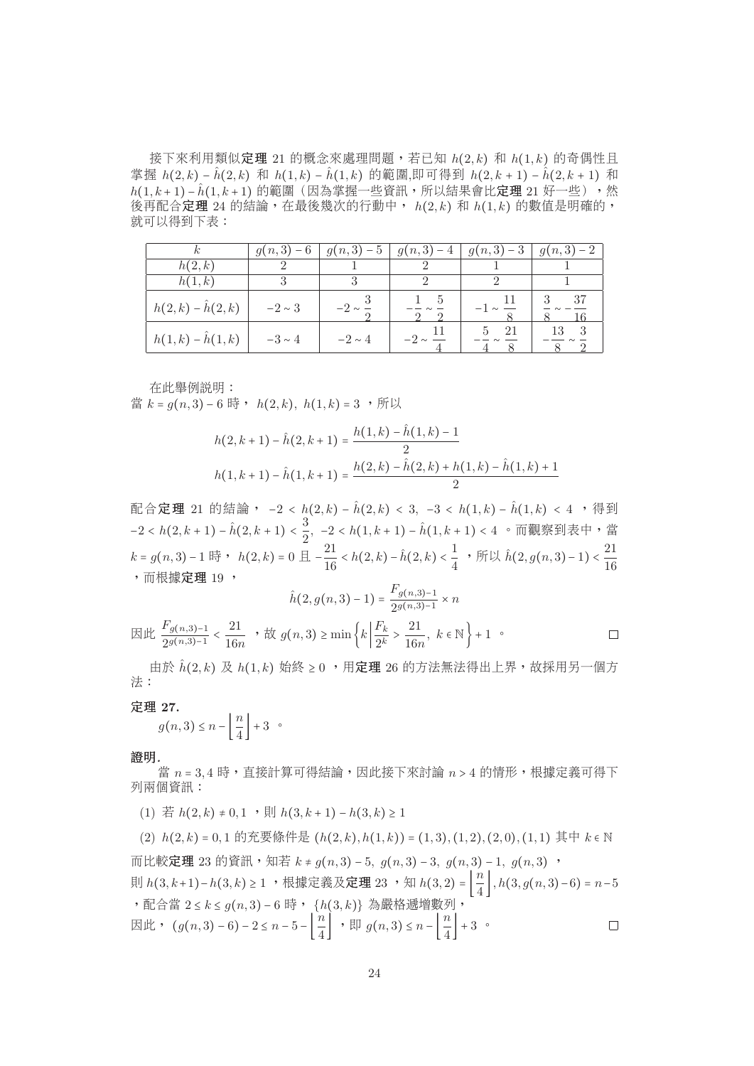接下來利用類似**定理** 21 的概念來處理問題，若已知 $h(2,k)$ 和 $h(1,k)$ 的奇偶性且掌握 $h(2,k)-\hat{h}(2,k)$ 和 $h(1,k)-\hat{h}(1,k)$ 的範圍,即可得到 $h(2,k+1)-\hat{h}(2,k+1)$ 和 $h(1,k+1)-\hat{h}(1,k+1)$ 的範圍（因為掌握一些資訊，所以結果會比**定理** 21 好一些），然後再配合**定理** 24 的結論，在最後幾次的行動中， $h(2,k)$ 和 $h(1,k)$ 的數值是明確的，就可以得到下表：

| $k$ | $g(n,3)-6$ | $g(n,3)-5$ | $g(n,3)-4$ | $g(n,3)-3$ | $g(n,3)-2$ |
|---|---|---|---|---|---|
| $h(2,k)$ | 2 | 1 | 2 | 1 | 1 |
| $h(1,k)$ | 3 | 3 | 2 | 2 | 1 |
| $h(2,k)-\hat{h}(2,k)$ | $-2\sim 3$ | $-2\sim \frac{3}{2}$ | $-\frac{1}{2}\sim\frac{5}{2}$ | $-1\sim\frac{11}{8}$ | $\frac{3}{8}\sim -\frac{37}{16}$ |
| $h(1,k)-\hat{h}(1,k)$ | $-3\sim 4$ | $-2\sim 4$ | $-2\sim\frac{11}{4}$ | $-\frac{5}{4}\sim\frac{21}{8}$ | $-\frac{13}{8}\sim\frac{3}{2}$ |

在此舉例說明：
當 $k=g(n,3)-6$ 時， $h(2,k),\ h(1,k)=3$ ，所以

$$h(2,k+1)-\hat{h}(2,k+1)=\frac{h(1,k)-\hat{h}(1,k)-1}{2}$$
$$h(1,k+1)-\hat{h}(1,k+1)=\frac{h(2,k)-\hat{h}(2,k)+h(1,k)-\hat{h}(1,k)+1}{2}$$

配合**定理** 21 的結論， $-2<h(2,k)-\hat{h}(2,k)<3,\ -3<h(1,k)-\hat{h}(1,k)<4$ ，得到 $-2<h(2,k+1)-\hat{h}(2,k+1)<\frac{3}{2},\ -2<h(1,k+1)-\hat{h}(1,k+1)<4$ 。而觀察到表中，當 $k=g(n,3)-1$ 時， $h(2,k)=0$ 且 $-\frac{21}{16}<h(2,k)-\hat{h}(2,k)<\frac{1}{4}$ ，所以 $\hat{h}(2,g(n,3)-1)<\frac{21}{16}$ ，而根據**定理** 19 ，

$$\hat{h}(2,g(n,3)-1)=\frac{F_{g(n,3)-1}}{2^{g(n,3)-1}}\times n$$

因此 $\frac{F_{g(n,3)-1}}{2^{g(n,3)-1}}<\frac{21}{16n}$ ，故 $g(n,3)\geq\min\left\{k\,\middle|\,\frac{F_k}{2^k}>\frac{21}{16n},\ k\in\mathbb{N}\right\}+1$ 。 □

由於 $\hat{h}(2,k)$ 及 $h(1,k)$ 始終 $\geq 0$ ，用**定理** 26 的方法無法得出上界，故採用另一個方法：

**定理 27.**
$g(n,3)\leq n-\left\lfloor\frac{n}{4}\right\rfloor+3$ 。

**證明.**
當 $n=3,4$ 時，直接計算可得結論，因此接下來討論 $n>4$ 的情形，根據定義可得下列兩個資訊：

(1) 若 $h(2,k)\neq 0,1$ ，則 $h(3,k+1)-h(3,k)\geq 1$

(2) $h(2,k)=0,1$ 的充要條件是 $(h(2,k),h(1,k))=(1,3),(1,2),(2,0),(1,1)$ 其中 $k\in\mathbb{N}$

而比較**定理** 23 的資訊，知若 $k\neq g(n,3)-5,\ g(n,3)-3,\ g(n,3)-1,\ g(n,3)$ ，則 $h(3,k+1)-h(3,k)\geq 1$ ，根據定義及**定理** 23 ，知 $h(3,2)=\left\lfloor\frac{n}{4}\right\rfloor, h(3,g(n,3)-6)=n-5$ ，配合當 $2\leq k\leq g(n,3)-6$ 時， $\{h(3,k)\}$ 為嚴格遞增數列，因此， $(g(n,3)-6)-2\leq n-5-\left\lfloor\frac{n}{4}\right\rfloor$ ，即 $g(n,3)\leq n-\left\lfloor\frac{n}{4}\right\rfloor+3$ 。 □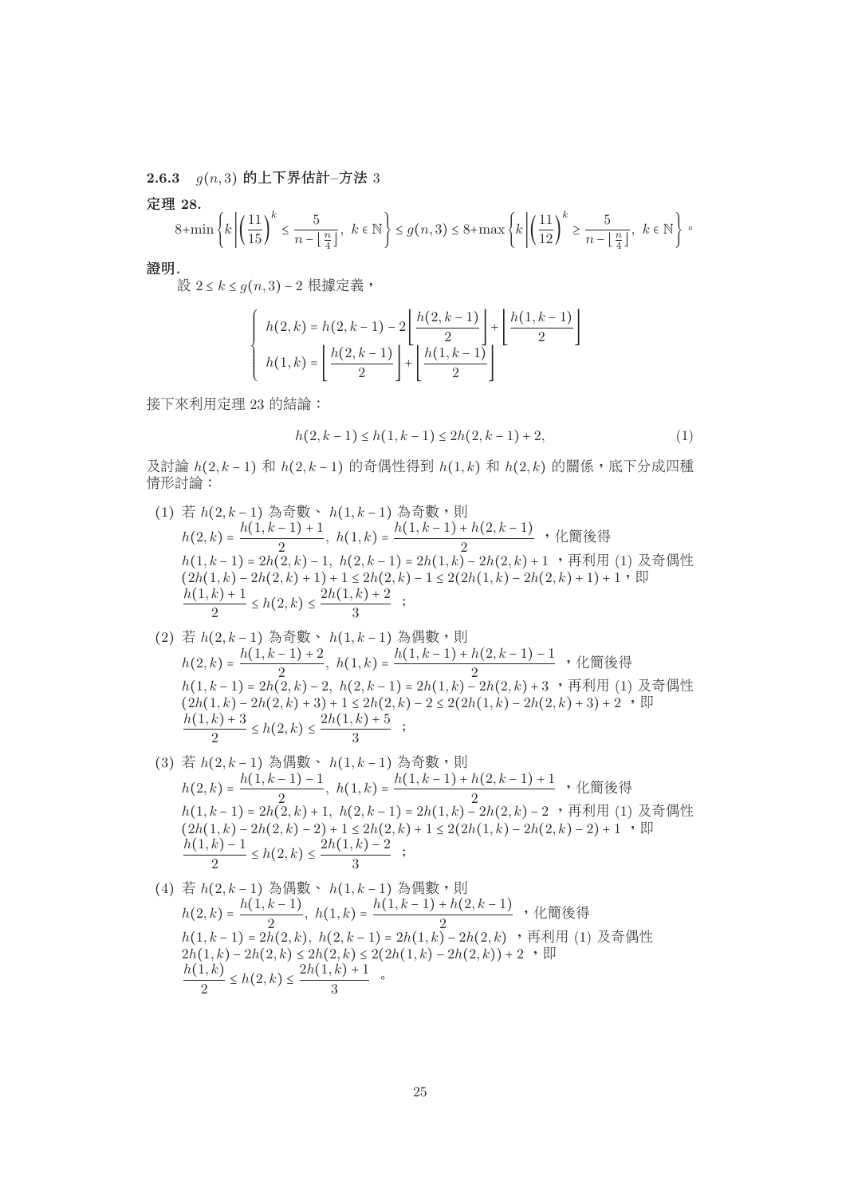### 2.6.3 $g(n,3)$ 的上下界估計–方法 3

**定理 28.**

$$8+\min\left\{k \left| \left(\frac{11}{15}\right)^k \le \frac{5}{n-\lfloor \frac{n}{4} \rfloor},\ k \in \mathbb{N}\right.\right\} \le g(n,3) \le 8+\max\left\{k \left| \left(\frac{11}{12}\right)^k \ge \frac{5}{n-\lfloor \frac{n}{4} \rfloor},\ k \in \mathbb{N}\right.\right\}。$$

**證明.**

設 $2 \le k \le g(n,3)-2$ 根據定義，

$$\begin{cases} h(2,k) = h(2,k-1) - 2\left\lfloor \dfrac{h(2,k-1)}{2} \right\rfloor + \left\lfloor \dfrac{h(1,k-1)}{2} \right\rfloor \\ h(1,k) = \left\lfloor \dfrac{h(2,k-1)}{2} \right\rfloor + \left\lfloor \dfrac{h(1,k-1)}{2} \right\rfloor \end{cases}$$

接下來利用定理 23 的結論：

$$h(2,k-1) \le h(1,k-1) \le 2h(2,k-1)+2, \tag{1}$$

及討論 $h(2,k-1)$ 和 $h(2,k-1)$ 的奇偶性得到 $h(1,k)$ 和 $h(2,k)$ 的關係，底下分成四種情形討論：

(1) 若 $h(2,k-1)$ 為奇數、 $h(1,k-1)$ 為奇數，則
$h(2,k) = \dfrac{h(1,k-1)+1}{2},\ h(1,k) = \dfrac{h(1,k-1)+h(2,k-1)}{2}$ ，化簡後得
$h(1,k-1) = 2h(2,k)-1,\ h(2,k-1) = 2h(1,k)-2h(2,k)+1$ ，再利用 (1) 及奇偶性
$(2h(1,k)-2h(2,k)+1)+1 \le 2h(2,k)-1 \le 2(2h(1,k)-2h(2,k)+1)+1$，即
$\dfrac{h(1,k)+1}{2} \le h(2,k) \le \dfrac{2h(1,k)+2}{3}$ ；

(2) 若 $h(2,k-1)$ 為奇數、 $h(1,k-1)$ 為偶數，則
$h(2,k) = \dfrac{h(1,k-1)+2}{2},\ h(1,k) = \dfrac{h(1,k-1)+h(2,k-1)-1}{2}$ ，化簡後得
$h(1,k-1) = 2h(2,k)-2,\ h(2,k-1) = 2h(1,k)-2h(2,k)+3$ ，再利用 (1) 及奇偶性
$(2h(1,k)-2h(2,k)+3)+1 \le 2h(2,k)-2 \le 2(2h(1,k)-2h(2,k)+3)+2$ ，即
$\dfrac{h(1,k)+3}{2} \le h(2,k) \le \dfrac{2h(1,k)+5}{3}$ ；

(3) 若 $h(2,k-1)$ 為偶數、 $h(1,k-1)$ 為奇數，則
$h(2,k) = \dfrac{h(1,k-1)-1}{2},\ h(1,k) = \dfrac{h(1,k-1)+h(2,k-1)+1}{2}$ ，化簡後得
$h(1,k-1) = 2h(2,k)+1,\ h(2,k-1) = 2h(1,k)-2h(2,k)-2$ ，再利用 (1) 及奇偶性
$(2h(1,k)-2h(2,k)-2)+1 \le 2h(2,k)+1 \le 2(2h(1,k)-2h(2,k)-2)+1$ ，即
$\dfrac{h(1,k)-1}{2} \le h(2,k) \le \dfrac{2h(1,k)-2}{3}$ ；

(4) 若 $h(2,k-1)$ 為偶數、 $h(1,k-1)$ 為偶數，則
$h(2,k) = \dfrac{h(1,k-1)}{2},\ h(1,k) = \dfrac{h(1,k-1)+h(2,k-1)}{2}$ ，化簡後得
$h(1,k-1) = 2h(2,k),\ h(2,k-1) = 2h(1,k)-2h(2,k)$ ，再利用 (1) 及奇偶性
$2h(1,k)-2h(2,k) \le 2h(2,k) \le 2(2h(1,k)-2h(2,k))+2$ ，即
$\dfrac{h(1,k)}{2} \le h(2,k) \le \dfrac{2h(1,k)+1}{3}$ 。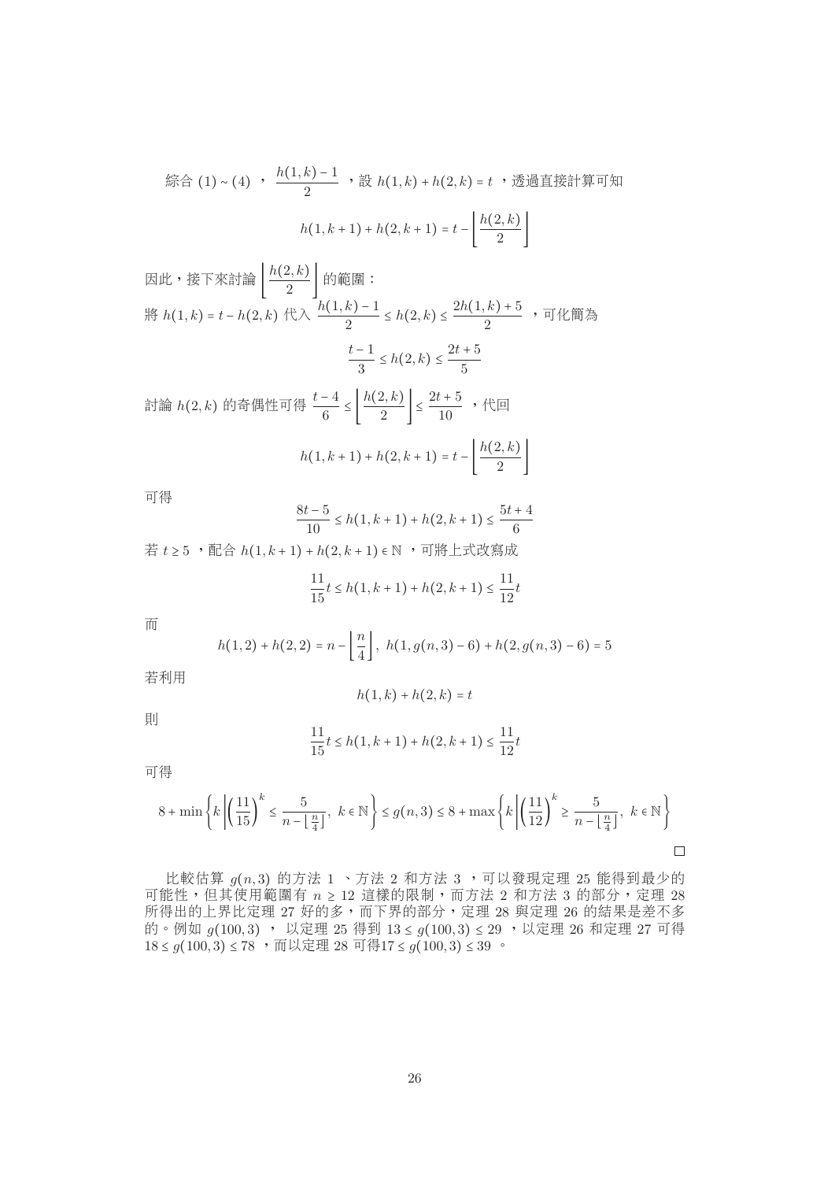綜合 (1) ~ (4) ， $\dfrac{h(1,k)-1}{2}$ ，設 $h(1,k)+h(2,k)=t$ ，透過直接計算可知

$$h(1,k+1)+h(2,k+1)=t-\left\lfloor \frac{h(2,k)}{2} \right\rfloor$$

因此，接下來討論 $\left\lfloor \dfrac{h(2,k)}{2} \right\rfloor$ 的範圍：

將 $h(1,k)=t-h(2,k)$ 代入 $\dfrac{h(1,k)-1}{2} \le h(2,k) \le \dfrac{2h(1,k)+5}{2}$ ，可化簡為

$$\frac{t-1}{3} \le h(2,k) \le \frac{2t+5}{5}$$

討論 $h(2,k)$ 的奇偶性可得 $\dfrac{t-4}{6} \le \left\lfloor \dfrac{h(2,k)}{2} \right\rfloor \le \dfrac{2t+5}{10}$ ，代回

$$h(1,k+1)+h(2,k+1)=t-\left\lfloor \frac{h(2,k)}{2} \right\rfloor$$

可得

$$\frac{8t-5}{10} \le h(1,k+1)+h(2,k+1) \le \frac{5t+4}{6}$$

若 $t \ge 5$ ，配合 $h(1,k+1)+h(2,k+1) \in \mathbb{N}$ ，可將上式改寫成

$$\frac{11}{15}t \le h(1,k+1)+h(2,k+1) \le \frac{11}{12}t$$

而

$$h(1,2)+h(2,2)=n-\left\lfloor \frac{n}{4} \right\rfloor,\ h(1,g(n,3)-6)+h(2,g(n,3)-6)=5$$

若利用

$$h(1,k)+h(2,k)=t$$

則

$$\frac{11}{15}t \le h(1,k+1)+h(2,k+1) \le \frac{11}{12}t$$

可得

$$8+\min\left\{k \,\middle|\, \left(\frac{11}{15}\right)^k \le \frac{5}{n-\lfloor \frac{n}{4} \rfloor},\ k \in \mathbb{N}\right\} \le g(n,3) \le 8+\max\left\{k \,\middle|\, \left(\frac{11}{12}\right)^k \ge \frac{5}{n-\lfloor \frac{n}{4} \rfloor},\ k \in \mathbb{N}\right\}$$

□

比較估算 $g(n,3)$ 的方法 1 、方法 2 和方法 3 ，可以發現定理 25 能得到最少的可能性，但其使用範圍有 $n \ge 12$ 這樣的限制，而方法 2 和方法 3 的部分，定理 28 所得出的上界比定理 27 好的多，而下界的部分，定理 28 與定理 26 的結果是差不多的。例如 $g(100,3)$ ， 以定理 25 得到 $13 \le g(100,3) \le 29$ ，以定理 26 和定理 27 可得 $18 \le g(100,3) \le 78$ ，而以定理 28 可得$17 \le g(100,3) \le 39$ 。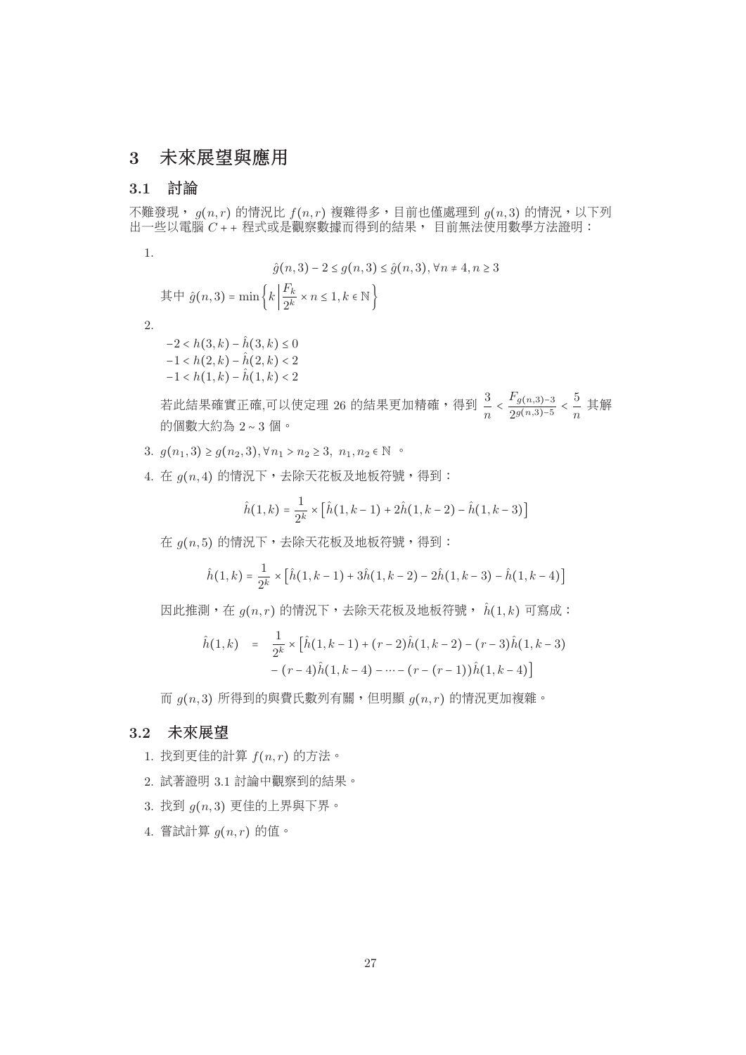# 3 未來展望與應用

## 3.1 討論

不難發現，$g(n,r)$ 的情況比 $f(n,r)$ 複雜得多，目前也僅處理到 $g(n,3)$ 的情況，以下列出一些以電腦 $C++$ 程式或是觀察數據而得到的結果，目前無法使用數學方法證明：

1. $$\hat{g}(n,3) - 2 \le g(n,3) \le \hat{g}(n,3), \forall n \ne 4, n \ge 3$$

   其中 $\hat{g}(n,3) = \min\left\{ k \,\middle|\, \frac{F_k}{2^k} \times n \le 1, k \in \mathbb{N} \right\}$

2. $-2 < h(3,k) - \hat{h}(3,k) \le 0$
   $-1 < h(2,k) - \hat{h}(2,k) < 2$
   $-1 < h(1,k) - \hat{h}(1,k) < 2$

   若此結果確實正確,可以使定理 26 的結果更加精確，得到 $\frac{3}{n} < \frac{F_{g(n,3)-3}}{2^{g(n,3)-5}} < \frac{5}{n}$ 其解的個數大約為 $2 \sim 3$ 個。

3. $g(n_1,3) \ge g(n_2,3), \forall n_1 > n_2 \ge 3,\ n_1, n_2 \in \mathbb{N}$ 。

4. 在 $g(n,4)$ 的情況下，去除天花板及地板符號，得到：

   $$\hat{h}(1,k) = \frac{1}{2^k} \times \left[ \hat{h}(1,k-1) + 2\hat{h}(1,k-2) - \hat{h}(1,k-3) \right]$$

   在 $g(n,5)$ 的情況下，去除天花板及地板符號，得到：

   $$\hat{h}(1,k) = \frac{1}{2^k} \times \left[ \hat{h}(1,k-1) + 3\hat{h}(1,k-2) - 2\hat{h}(1,k-3) - \hat{h}(1,k-4) \right]$$

   因此推測，在 $g(n,r)$ 的情況下，去除天花板及地板符號，$\hat{h}(1,k)$ 可寫成：

   $$\begin{aligned} \hat{h}(1,k) &= \frac{1}{2^k} \times \left[ \hat{h}(1,k-1) + (r-2)\hat{h}(1,k-2) - (r-3)\hat{h}(1,k-3) \right. \\ &\quad \left. - (r-4)\hat{h}(1,k-4) - \cdots - (r-(r-1))\hat{h}(1,k-4) \right] \end{aligned}$$

   而 $g(n,3)$ 所得到的與費氏數列有關，但明顯 $g(n,r)$ 的情況更加複雜。

## 3.2 未來展望

1. 找到更佳的計算 $f(n,r)$ 的方法。
2. 試著證明 3.1 討論中觀察到的結果。
3. 找到 $g(n,3)$ 更佳的上界與下界。
4. 嘗試計算 $g(n,r)$ 的值。